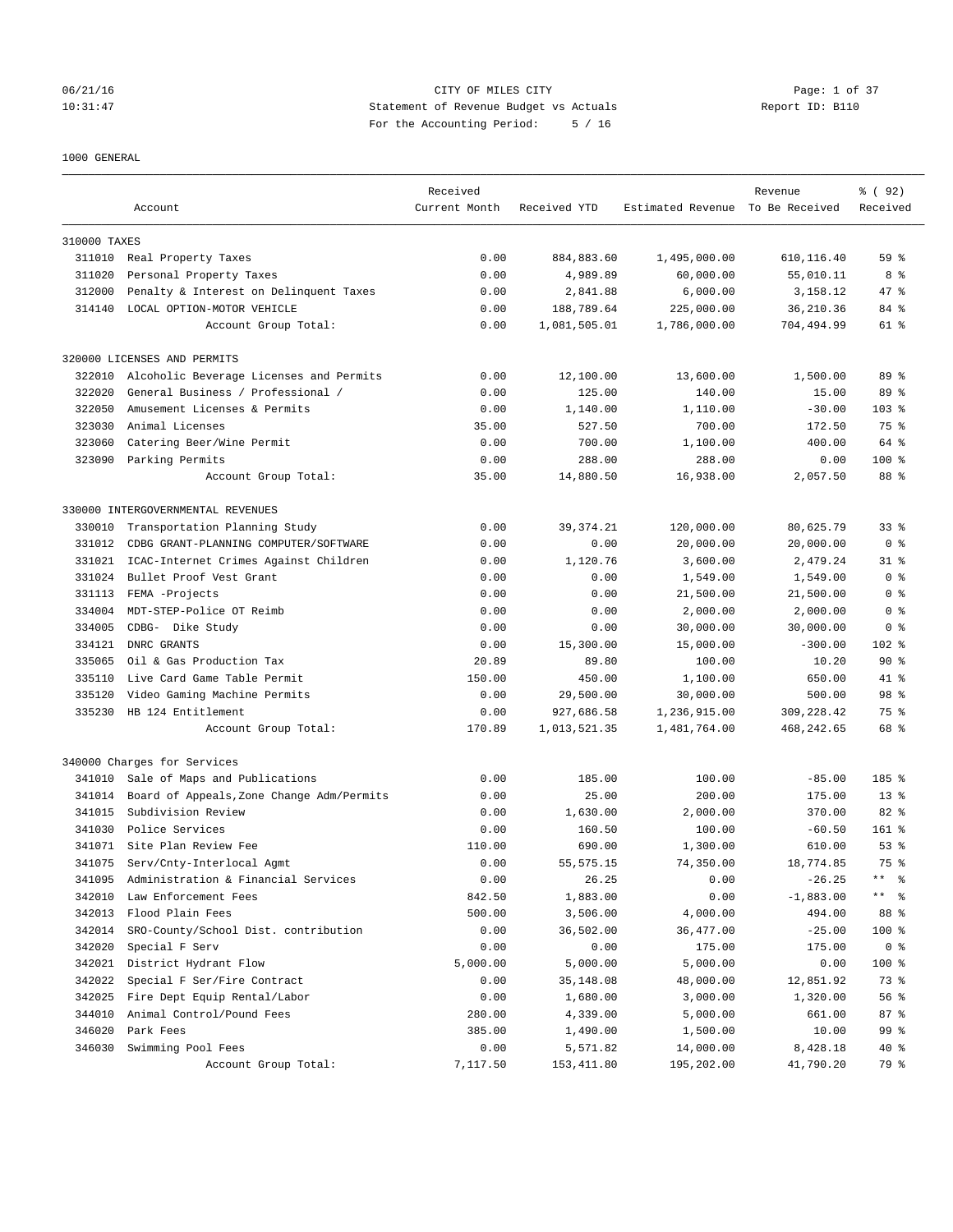06/21/16 CITY OF MILES CITY
10:31:47 Statement of Revenue Budget vs Actuals Report ID: B110
For the Accounting Period: 5 / 16

1000 GENERAL

| | Account | Received Current Month | Received YTD | Estimated Revenue | Revenue To Be Received | % ( 92) Received |
|---|---|---|---|---|---|---|
| 310000 TAXES | | | | | | |
| 311010 | Real Property Taxes | 0.00 | 884,883.60 | 1,495,000.00 | 610,116.40 | 59 % |
| 311020 | Personal Property Taxes | 0.00 | 4,989.89 | 60,000.00 | 55,010.11 | 8 % |
| 312000 | Penalty & Interest on Delinquent Taxes | 0.00 | 2,841.88 | 6,000.00 | 3,158.12 | 47 % |
| 314140 | LOCAL OPTION-MOTOR VEHICLE | 0.00 | 188,789.64 | 225,000.00 | 36,210.36 | 84 % |
| | Account Group Total: | 0.00 | 1,081,505.01 | 1,786,000.00 | 704,494.99 | 61 % |
| 320000 LICENSES AND PERMITS | | | | | | |
| 322010 | Alcoholic Beverage Licenses and Permits | 0.00 | 12,100.00 | 13,600.00 | 1,500.00 | 89 % |
| 322020 | General Business / Professional / | 0.00 | 125.00 | 140.00 | 15.00 | 89 % |
| 322050 | Amusement Licenses & Permits | 0.00 | 1,140.00 | 1,110.00 | -30.00 | 103 % |
| 323030 | Animal Licenses | 35.00 | 527.50 | 700.00 | 172.50 | 75 % |
| 323060 | Catering Beer/Wine Permit | 0.00 | 700.00 | 1,100.00 | 400.00 | 64 % |
| 323090 | Parking Permits | 0.00 | 288.00 | 288.00 | 0.00 | 100 % |
| | Account Group Total: | 35.00 | 14,880.50 | 16,938.00 | 2,057.50 | 88 % |
| 330000 INTERGOVERNMENTAL REVENUES | | | | | | |
| 330010 | Transportation Planning Study | 0.00 | 39,374.21 | 120,000.00 | 80,625.79 | 33 % |
| 331012 | CDBG GRANT-PLANNING COMPUTER/SOFTWARE | 0.00 | 0.00 | 20,000.00 | 20,000.00 | 0 % |
| 331021 | ICAC-Internet Crimes Against Children | 0.00 | 1,120.76 | 3,600.00 | 2,479.24 | 31 % |
| 331024 | Bullet Proof Vest Grant | 0.00 | 0.00 | 1,549.00 | 1,549.00 | 0 % |
| 331113 | FEMA -Projects | 0.00 | 0.00 | 21,500.00 | 21,500.00 | 0 % |
| 334004 | MDT-STEP-Police OT Reimb | 0.00 | 0.00 | 2,000.00 | 2,000.00 | 0 % |
| 334005 | CDBG- Dike Study | 0.00 | 0.00 | 30,000.00 | 30,000.00 | 0 % |
| 334121 | DNRC GRANTS | 0.00 | 15,300.00 | 15,000.00 | -300.00 | 102 % |
| 335065 | Oil & Gas Production Tax | 20.89 | 89.80 | 100.00 | 10.20 | 90 % |
| 335110 | Live Card Game Table Permit | 150.00 | 450.00 | 1,100.00 | 650.00 | 41 % |
| 335120 | Video Gaming Machine Permits | 0.00 | 29,500.00 | 30,000.00 | 500.00 | 98 % |
| 335230 | HB 124 Entitlement | 0.00 | 927,686.58 | 1,236,915.00 | 309,228.42 | 75 % |
| | Account Group Total: | 170.89 | 1,013,521.35 | 1,481,764.00 | 468,242.65 | 68 % |
| 340000 Charges for Services | | | | | | |
| 341010 | Sale of Maps and Publications | 0.00 | 185.00 | 100.00 | -85.00 | 185 % |
| 341014 | Board of Appeals,Zone Change Adm/Permits | 0.00 | 25.00 | 200.00 | 175.00 | 13 % |
| 341015 | Subdivision Review | 0.00 | 1,630.00 | 2,000.00 | 370.00 | 82 % |
| 341030 | Police Services | 0.00 | 160.50 | 100.00 | -60.50 | 161 % |
| 341071 | Site Plan Review Fee | 110.00 | 690.00 | 1,300.00 | 610.00 | 53 % |
| 341075 | Serv/Cnty-Interlocal Agmt | 0.00 | 55,575.15 | 74,350.00 | 18,774.85 | 75 % |
| 341095 | Administration & Financial Services | 0.00 | 26.25 | 0.00 | -26.25 | ** % |
| 342010 | Law Enforcement Fees | 842.50 | 1,883.00 | 0.00 | -1,883.00 | ** % |
| 342013 | Flood Plain Fees | 500.00 | 3,506.00 | 4,000.00 | 494.00 | 88 % |
| 342014 | SRO-County/School Dist. contribution | 0.00 | 36,502.00 | 36,477.00 | -25.00 | 100 % |
| 342020 | Special F Serv | 0.00 | 0.00 | 175.00 | 175.00 | 0 % |
| 342021 | District Hydrant Flow | 5,000.00 | 5,000.00 | 5,000.00 | 0.00 | 100 % |
| 342022 | Special F Ser/Fire Contract | 0.00 | 35,148.08 | 48,000.00 | 12,851.92 | 73 % |
| 342025 | Fire Dept Equip Rental/Labor | 0.00 | 1,680.00 | 3,000.00 | 1,320.00 | 56 % |
| 344010 | Animal Control/Pound Fees | 280.00 | 4,339.00 | 5,000.00 | 661.00 | 87 % |
| 346020 | Park Fees | 385.00 | 1,490.00 | 1,500.00 | 10.00 | 99 % |
| 346030 | Swimming Pool Fees | 0.00 | 5,571.82 | 14,000.00 | 8,428.18 | 40 % |
| | Account Group Total: | 7,117.50 | 153,411.80 | 195,202.00 | 41,790.20 | 79 % |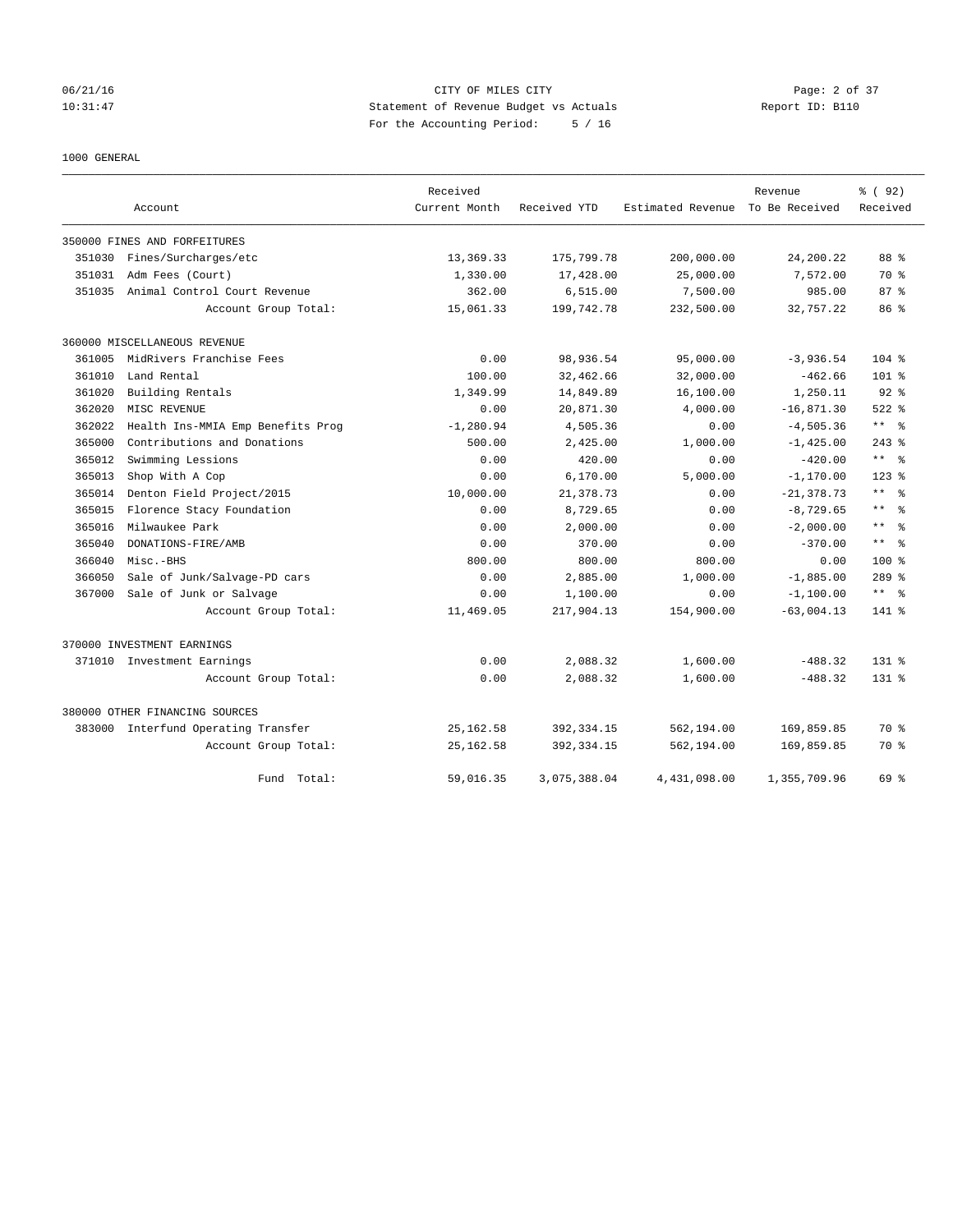CITY OF MILES CITY
Statement of Revenue Budget vs Actuals
For the Accounting Period: 5 / 16

1000 GENERAL

| Account | | Received Current Month | Received YTD | Estimated Revenue | Revenue To Be Received | % ( 92) Received |
|---|---|---|---|---|---|---|
| 350000 FINES AND FORFEITURES | | | | | | |
| 351030 | Fines/Surcharges/etc | 13,369.33 | 175,799.78 | 200,000.00 | 24,200.22 | 88 % |
| 351031 | Adm Fees (Court) | 1,330.00 | 17,428.00 | 25,000.00 | 7,572.00 | 70 % |
| 351035 | Animal Control Court Revenue | 362.00 | 6,515.00 | 7,500.00 | 985.00 | 87 % |
| | Account Group Total: | 15,061.33 | 199,742.78 | 232,500.00 | 32,757.22 | 86 % |
| 360000 MISCELLANEOUS REVENUE | | | | | | |
| 361005 | MidRivers Franchise Fees | 0.00 | 98,936.54 | 95,000.00 | -3,936.54 | 104 % |
| 361010 | Land Rental | 100.00 | 32,462.66 | 32,000.00 | -462.66 | 101 % |
| 361020 | Building Rentals | 1,349.99 | 14,849.89 | 16,100.00 | 1,250.11 | 92 % |
| 362020 | MISC REVENUE | 0.00 | 20,871.30 | 4,000.00 | -16,871.30 | 522 % |
| 362022 | Health Ins-MMIA Emp Benefits Prog | -1,280.94 | 4,505.36 | 0.00 | -4,505.36 | ** % |
| 365000 | Contributions and Donations | 500.00 | 2,425.00 | 1,000.00 | -1,425.00 | 243 % |
| 365012 | Swimming Lessions | 0.00 | 420.00 | 0.00 | -420.00 | ** % |
| 365013 | Shop With A Cop | 0.00 | 6,170.00 | 5,000.00 | -1,170.00 | 123 % |
| 365014 | Denton Field Project/2015 | 10,000.00 | 21,378.73 | 0.00 | -21,378.73 | ** % |
| 365015 | Florence Stacy Foundation | 0.00 | 8,729.65 | 0.00 | -8,729.65 | ** % |
| 365016 | Milwaukee Park | 0.00 | 2,000.00 | 0.00 | -2,000.00 | ** % |
| 365040 | DONATIONS-FIRE/AMB | 0.00 | 370.00 | 0.00 | -370.00 | ** % |
| 366040 | Misc.-BHS | 800.00 | 800.00 | 800.00 | 0.00 | 100 % |
| 366050 | Sale of Junk/Salvage-PD cars | 0.00 | 2,885.00 | 1,000.00 | -1,885.00 | 289 % |
| 367000 | Sale of Junk or Salvage | 0.00 | 1,100.00 | 0.00 | -1,100.00 | ** % |
| | Account Group Total: | 11,469.05 | 217,904.13 | 154,900.00 | -63,004.13 | 141 % |
| 370000 INVESTMENT EARNINGS | | | | | | |
| 371010 | Investment Earnings | 0.00 | 2,088.32 | 1,600.00 | -488.32 | 131 % |
| | Account Group Total: | 0.00 | 2,088.32 | 1,600.00 | -488.32 | 131 % |
| 380000 OTHER FINANCING SOURCES | | | | | | |
| 383000 | Interfund Operating Transfer | 25,162.58 | 392,334.15 | 562,194.00 | 169,859.85 | 70 % |
| | Account Group Total: | 25,162.58 | 392,334.15 | 562,194.00 | 169,859.85 | 70 % |
| | Fund Total: | 59,016.35 | 3,075,388.04 | 4,431,098.00 | 1,355,709.96 | 69 % |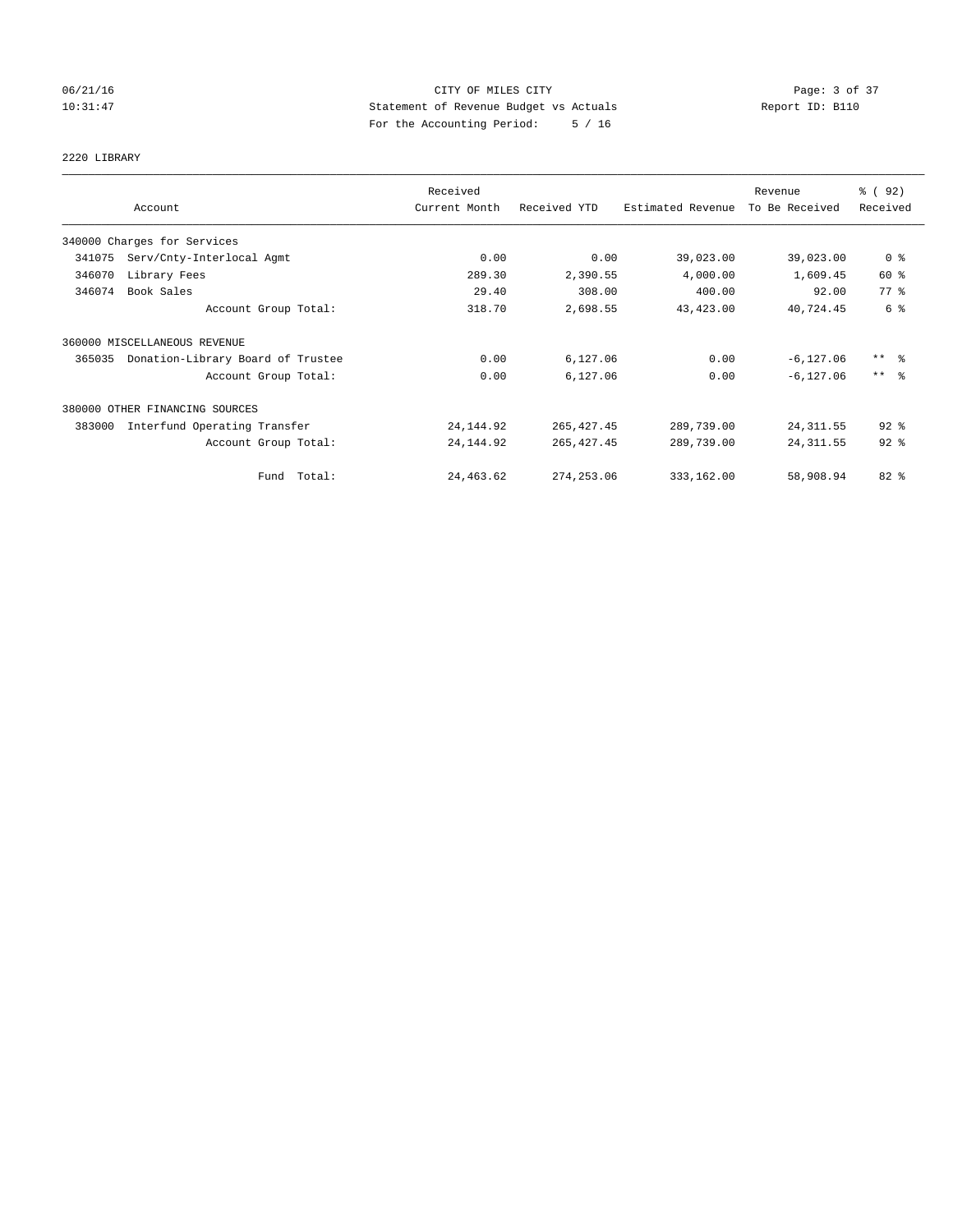CITY OF MILES CITY
Statement of Revenue Budget vs Actuals
For the Accounting Period: 5 / 16

06/21/16
10:31:47

Report ID: B110

2220 LIBRARY

| Account | Received Current Month | Received YTD | Estimated Revenue | Revenue To Be Received | % ( 92) Received |
|---|---|---|---|---|---|
| 340000 Charges for Services | | | | | |
| 341075 Serv/Cnty-Interlocal Agmt | 0.00 | 0.00 | 39,023.00 | 39,023.00 | 0 % |
| 346070 Library Fees | 289.30 | 2,390.55 | 4,000.00 | 1,609.45 | 60 % |
| 346074 Book Sales | 29.40 | 308.00 | 400.00 | 92.00 | 77 % |
| Account Group Total: | 318.70 | 2,698.55 | 43,423.00 | 40,724.45 | 6 % |
| 360000 MISCELLANEOUS REVENUE | | | | | |
| 365035 Donation-Library Board of Trustee | 0.00 | 6,127.06 | 0.00 | -6,127.06 | ** % |
| Account Group Total: | 0.00 | 6,127.06 | 0.00 | -6,127.06 | ** % |
| 380000 OTHER FINANCING SOURCES | | | | | |
| 383000 Interfund Operating Transfer | 24,144.92 | 265,427.45 | 289,739.00 | 24,311.55 | 92 % |
| Account Group Total: | 24,144.92 | 265,427.45 | 289,739.00 | 24,311.55 | 92 % |
| Fund Total: | 24,463.62 | 274,253.06 | 333,162.00 | 58,908.94 | 82 % |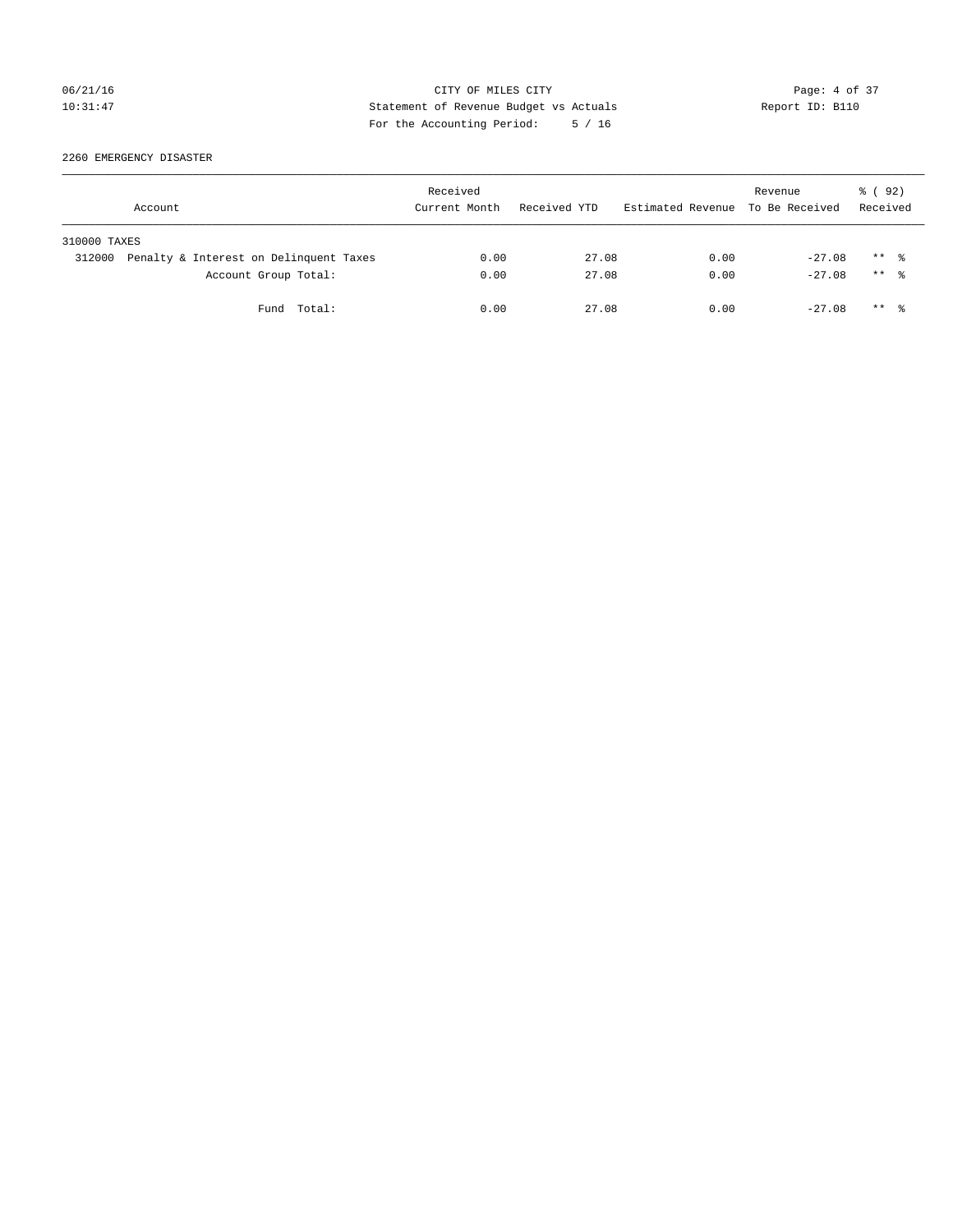CITY OF MILES CITY

Statement of Revenue Budget vs Actuals

For the Accounting Period: 5 / 16

06/21/16
10:31:47

Report ID: B110

2260 EMERGENCY DISASTER

| Account | Received Current Month | Received YTD | Estimated Revenue | Revenue To Be Received | % ( 92) Received |
|---|---|---|---|---|---|
| 310000 TAXES | | | | | |
| 312000 Penalty & Interest on Delinquent Taxes | 0.00 | 27.08 | 0.00 | -27.08 | ** % |
| Account Group Total: | 0.00 | 27.08 | 0.00 | -27.08 | ** % |
| Fund Total: | 0.00 | 27.08 | 0.00 | -27.08 | ** % |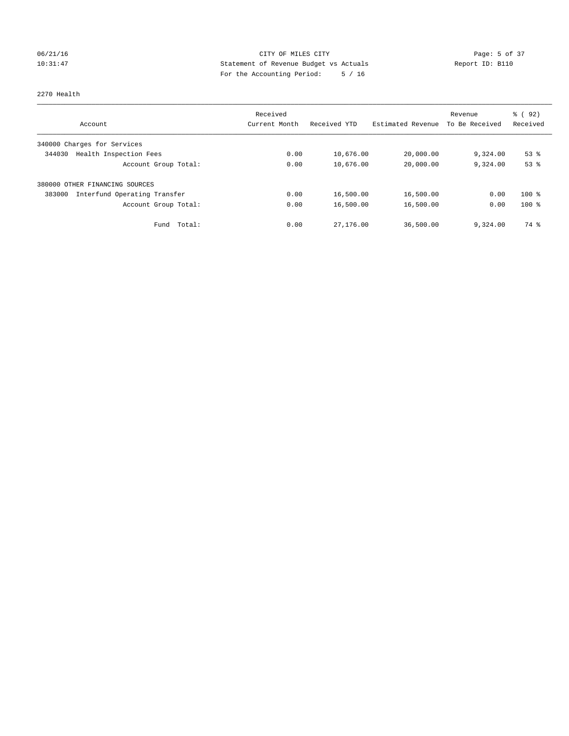CITY OF MILES CITY
Statement of Revenue Budget vs Actuals
For the Accounting Period: 5 / 16

06/21/16
10:31:47

Report ID: B110

2270 Health

| Account | Received Current Month | Received YTD | Estimated Revenue | Revenue To Be Received | % ( 92) Received |
|---|---|---|---|---|---|
| 340000 Charges for Services | | | | | |
| 344030 Health Inspection Fees | 0.00 | 10,676.00 | 20,000.00 | 9,324.00 | 53 % |
| Account Group Total: | 0.00 | 10,676.00 | 20,000.00 | 9,324.00 | 53 % |
| 380000 OTHER FINANCING SOURCES | | | | | |
| 383000 Interfund Operating Transfer | 0.00 | 16,500.00 | 16,500.00 | 0.00 | 100 % |
| Account Group Total: | 0.00 | 16,500.00 | 16,500.00 | 0.00 | 100 % |
| Fund Total: | 0.00 | 27,176.00 | 36,500.00 | 9,324.00 | 74 % |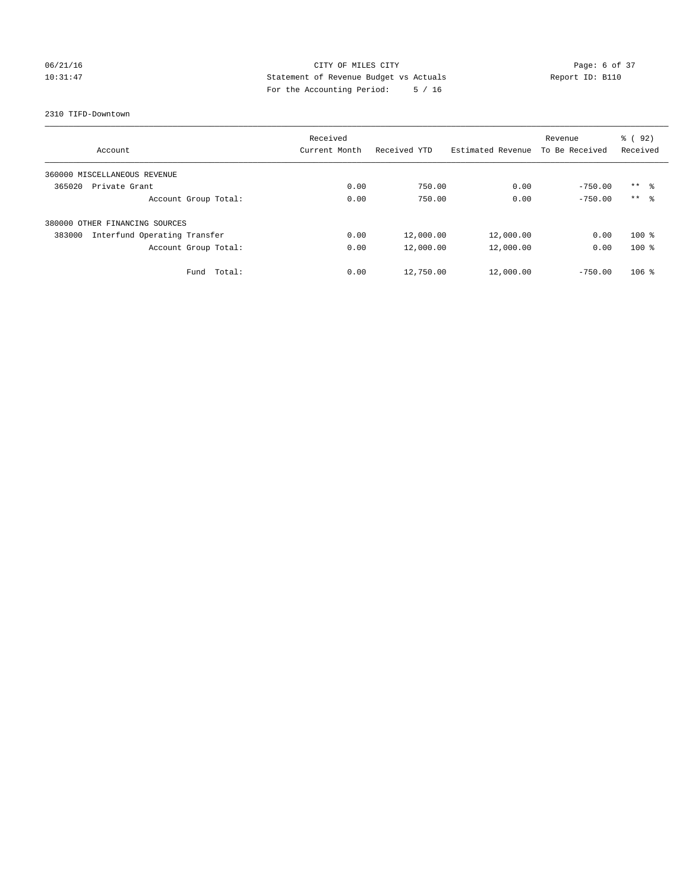CITY OF MILES CITY
Statement of Revenue Budget vs Actuals
For the Accounting Period: 5 / 16

06/21/16
10:31:47

Report ID: B110

2310 TIFD-Downtown

| Account | Received Current Month | Received YTD | Estimated Revenue | Revenue To Be Received | % ( 92) Received |
|---|---|---|---|---|---|
| 360000 MISCELLANEOUS REVENUE | | | | | |
| 365020 Private Grant | 0.00 | 750.00 | 0.00 | -750.00 | ** % |
| Account Group Total: | 0.00 | 750.00 | 0.00 | -750.00 | ** % |
| 380000 OTHER FINANCING SOURCES | | | | | |
| 383000 Interfund Operating Transfer | 0.00 | 12,000.00 | 12,000.00 | 0.00 | 100 % |
| Account Group Total: | 0.00 | 12,000.00 | 12,000.00 | 0.00 | 100 % |
| Fund Total: | 0.00 | 12,750.00 | 12,000.00 | -750.00 | 106 % |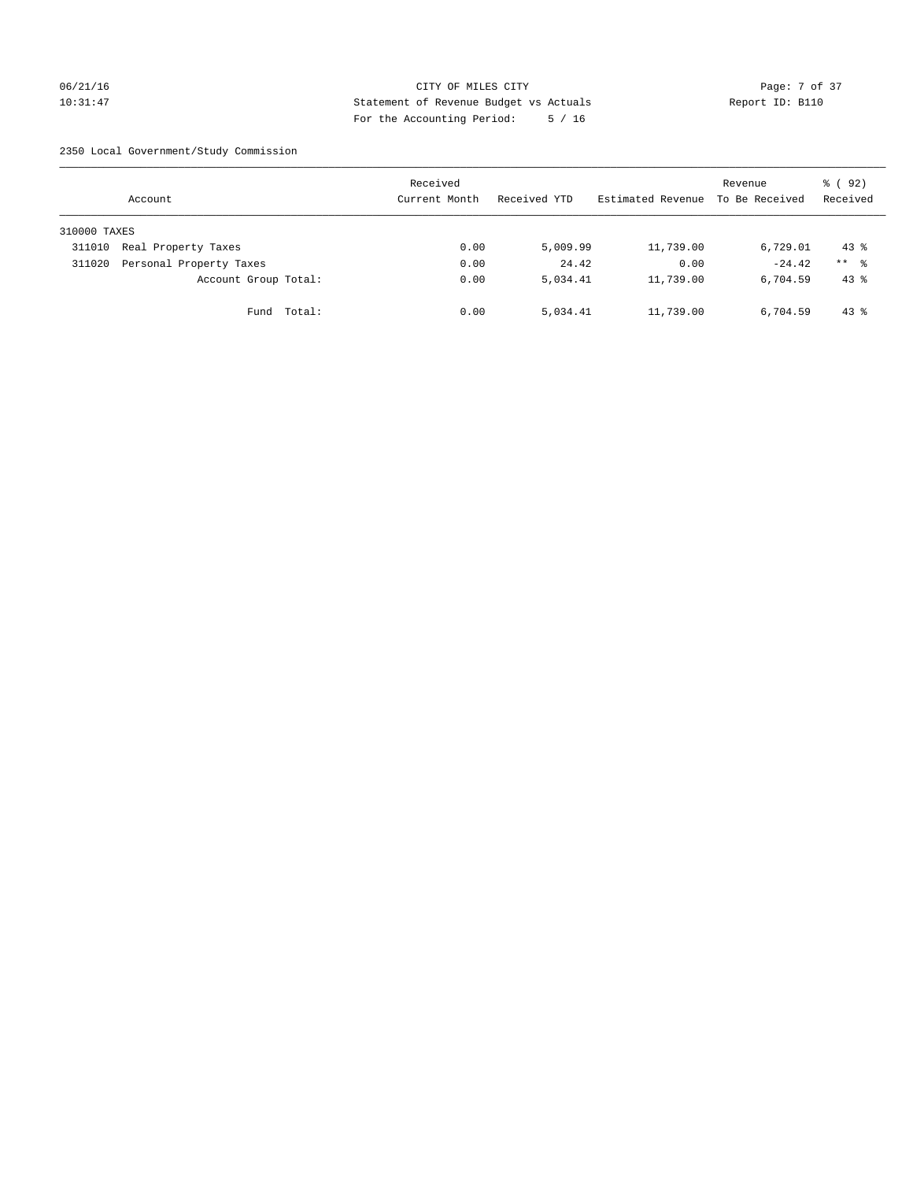CITY OF MILES CITY

Statement of Revenue Budget vs Actuals

For the Accounting Period: 5 / 16

06/21/16
10:31:47

Report ID: B110

2350 Local Government/Study Commission

| Account | Received Current Month | Received YTD | Estimated Revenue | Revenue To Be Received | % ( 92) Received |
|---|---|---|---|---|---|
| 310000 TAXES | | | | | |
| 311010 Real Property Taxes | 0.00 | 5,009.99 | 11,739.00 | 6,729.01 | 43 % |
| 311020 Personal Property Taxes | 0.00 | 24.42 | 0.00 | -24.42 | ** % |
| Account Group Total: | 0.00 | 5,034.41 | 11,739.00 | 6,704.59 | 43 % |
| Fund Total: | 0.00 | 5,034.41 | 11,739.00 | 6,704.59 | 43 % |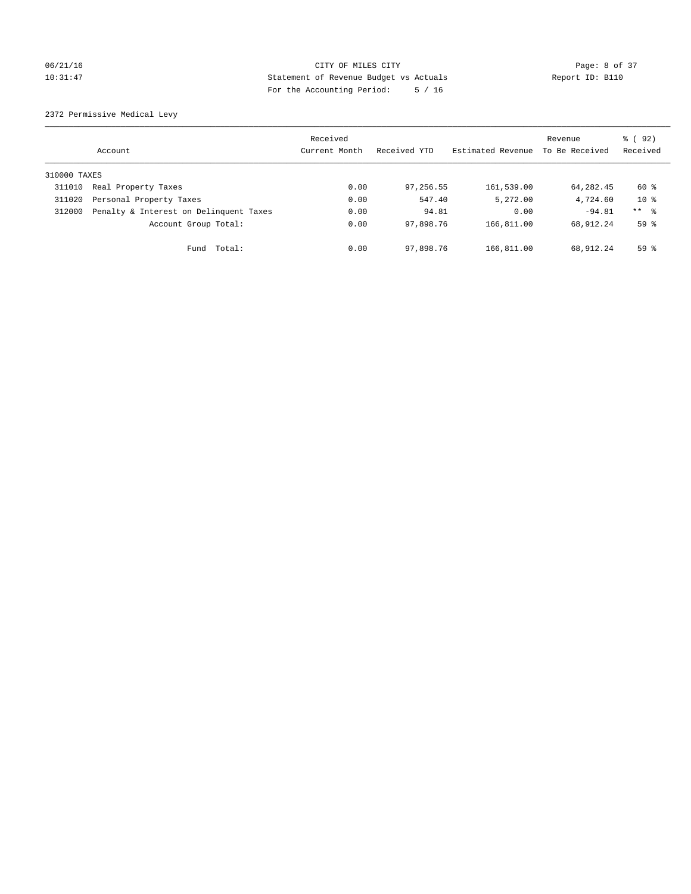CITY OF MILES CITY
Statement of Revenue Budget vs Actuals
For the Accounting Period: 5 / 16

06/21/16
10:31:47

Report ID: B110

2372 Permissive Medical Levy

| Account | | Received Current Month | Received YTD | Estimated Revenue | Revenue To Be Received | % ( 92) Received |
|---|---|---|---|---|---|---|
| 310000 TAXES | | | | | | |
| 311010 | Real Property Taxes | 0.00 | 97,256.55 | 161,539.00 | 64,282.45 | 60 % |
| 311020 | Personal Property Taxes | 0.00 | 547.40 | 5,272.00 | 4,724.60 | 10 % |
| 312000 | Penalty & Interest on Delinquent Taxes | 0.00 | 94.81 | 0.00 | -94.81 | ** % |
| | Account Group Total: | 0.00 | 97,898.76 | 166,811.00 | 68,912.24 | 59 % |
| | Fund Total: | 0.00 | 97,898.76 | 166,811.00 | 68,912.24 | 59 % |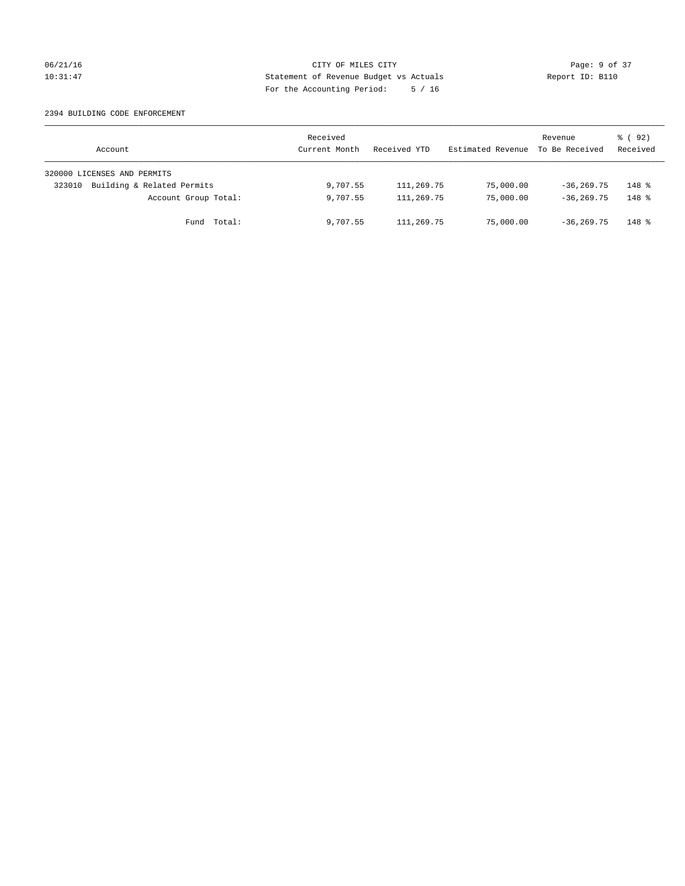CITY OF MILES CITY
Statement of Revenue Budget vs Actuals
For the Accounting Period: 5 / 16

06/21/16
10:31:47

Report ID: B110

2394 BUILDING CODE ENFORCEMENT

| Account | Received Current Month | Received YTD | Estimated Revenue | Revenue To Be Received | % ( 92) Received |
|---|---|---|---|---|---|
| 320000 LICENSES AND PERMITS | | | | | |
| 323010 Building & Related Permits | 9,707.55 | 111,269.75 | 75,000.00 | -36,269.75 | 148 % |
| Account Group Total: | 9,707.55 | 111,269.75 | 75,000.00 | -36,269.75 | 148 % |
| Fund Total: | 9,707.55 | 111,269.75 | 75,000.00 | -36,269.75 | 148 % |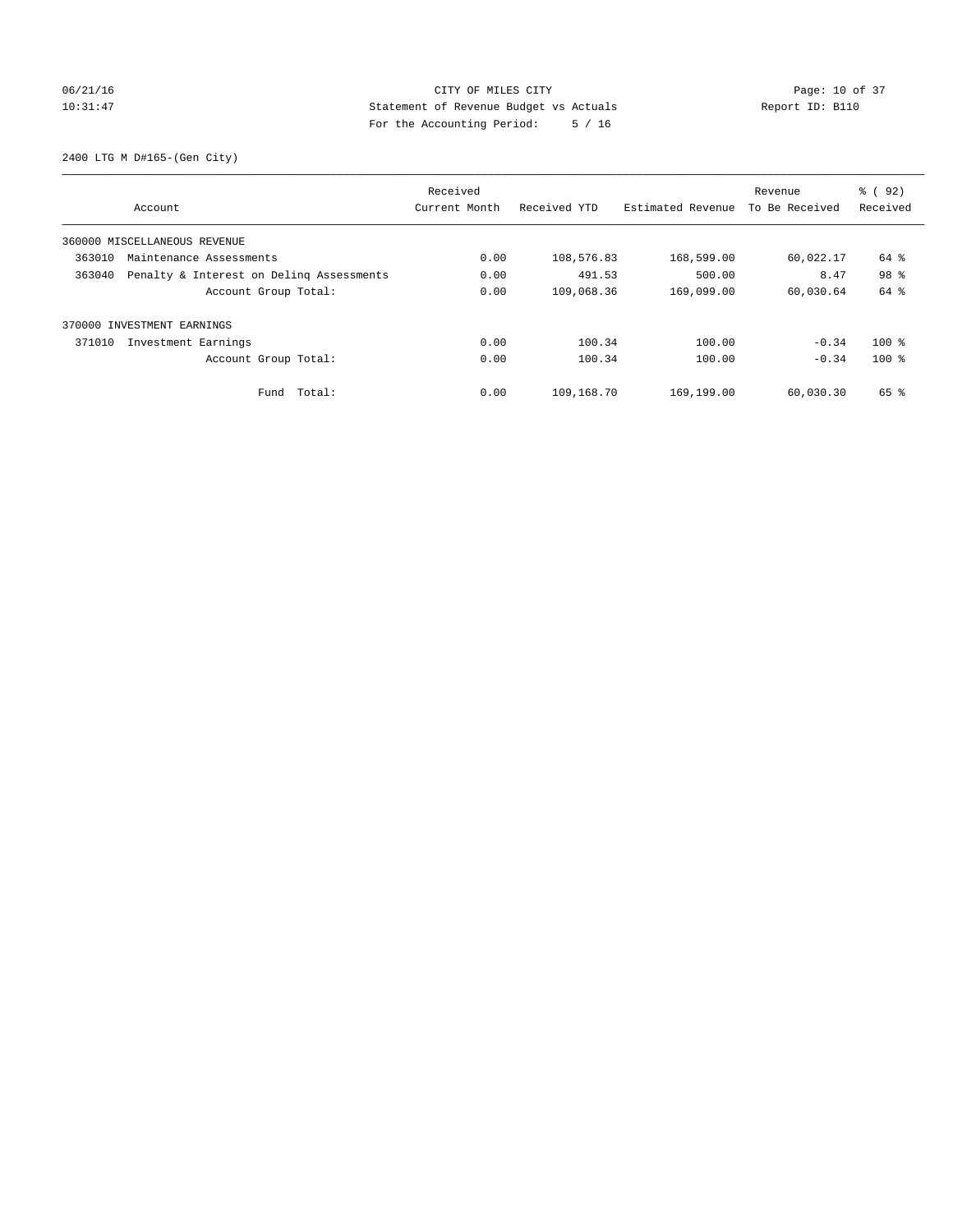CITY OF MILES CITY
Statement of Revenue Budget vs Actuals
For the Accounting Period: 5 / 16

06/21/16
10:31:47

Report ID: B110

2400 LTG M D#165-(Gen City)

| Account | Received Current Month | Received YTD | Estimated Revenue | Revenue To Be Received | % ( 92) Received |
|---|---|---|---|---|---|
| 360000 MISCELLANEOUS REVENUE | | | | | |
| 363010 Maintenance Assessments | 0.00 | 108,576.83 | 168,599.00 | 60,022.17 | 64 % |
| 363040 Penalty & Interest on Delinq Assessments | 0.00 | 491.53 | 500.00 | 8.47 | 98 % |
| Account Group Total: | 0.00 | 109,068.36 | 169,099.00 | 60,030.64 | 64 % |
| 370000 INVESTMENT EARNINGS | | | | | |
| 371010 Investment Earnings | 0.00 | 100.34 | 100.00 | -0.34 | 100 % |
| Account Group Total: | 0.00 | 100.34 | 100.00 | -0.34 | 100 % |
| Fund Total: | 0.00 | 109,168.70 | 169,199.00 | 60,030.30 | 65 % |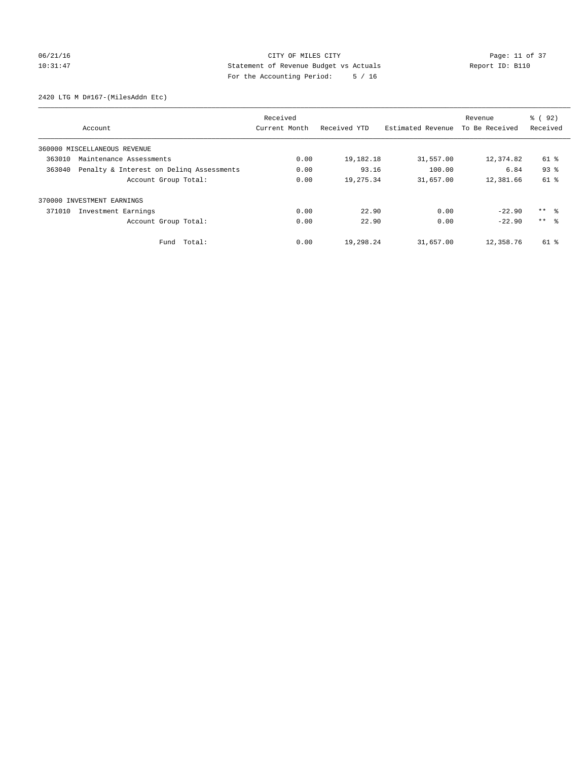CITY OF MILES CITY
Statement of Revenue Budget vs Actuals
For the Accounting Period: 5 / 16

06/21/16
10:31:47

Report ID: B110

2420 LTG M D#167-(MilesAddn Etc)

| Account | Received Current Month | Received YTD | Estimated Revenue | Revenue To Be Received | % ( 92) Received |
|---|---|---|---|---|---|
| 360000 MISCELLANEOUS REVENUE | | | | | |
| 363010 Maintenance Assessments | 0.00 | 19,182.18 | 31,557.00 | 12,374.82 | 61 % |
| 363040 Penalty & Interest on Delinq Assessments | 0.00 | 93.16 | 100.00 | 6.84 | 93 % |
| Account Group Total: | 0.00 | 19,275.34 | 31,657.00 | 12,381.66 | 61 % |
| 370000 INVESTMENT EARNINGS | | | | | |
| 371010 Investment Earnings | 0.00 | 22.90 | 0.00 | -22.90 | ** % |
| Account Group Total: | 0.00 | 22.90 | 0.00 | -22.90 | ** % |
| Fund Total: | 0.00 | 19,298.24 | 31,657.00 | 12,358.76 | 61 % |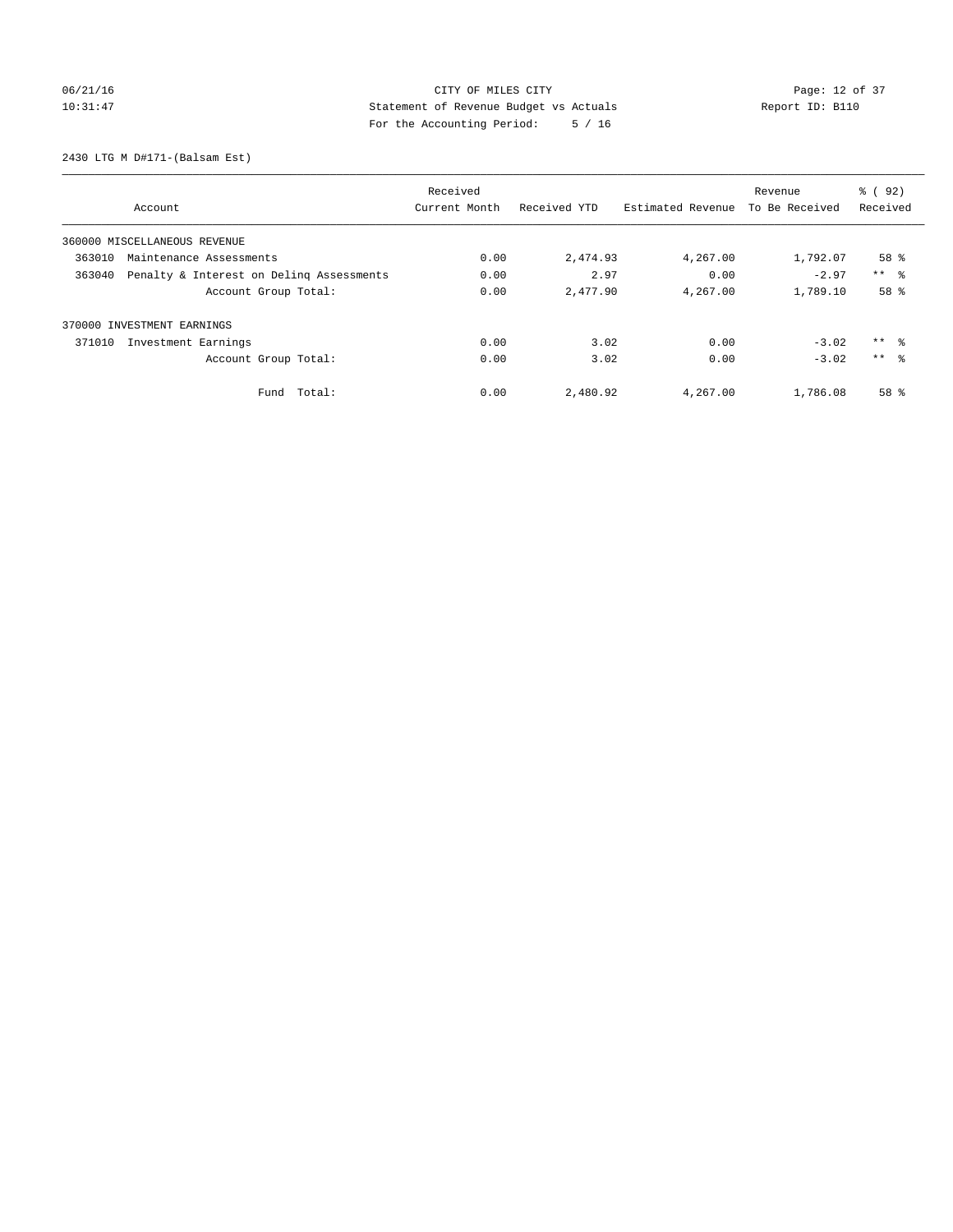CITY OF MILES CITY
Statement of Revenue Budget vs Actuals
For the Accounting Period: 5 / 16

06/21/16
10:31:47

Report ID: B110

2430 LTG M D#171-(Balsam Est)

| Account | Received Current Month | Received YTD | Estimated Revenue | Revenue To Be Received | % ( 92) Received |
|---|---|---|---|---|---|
| 360000 MISCELLANEOUS REVENUE | | | | | |
| 363010 Maintenance Assessments | 0.00 | 2,474.93 | 4,267.00 | 1,792.07 | 58 % |
| 363040 Penalty & Interest on Delinq Assessments | 0.00 | 2.97 | 0.00 | -2.97 | ** % |
| Account Group Total: | 0.00 | 2,477.90 | 4,267.00 | 1,789.10 | 58 % |
| 370000 INVESTMENT EARNINGS | | | | | |
| 371010 Investment Earnings | 0.00 | 3.02 | 0.00 | -3.02 | ** % |
| Account Group Total: | 0.00 | 3.02 | 0.00 | -3.02 | ** % |
| Fund Total: | 0.00 | 2,480.92 | 4,267.00 | 1,786.08 | 58 % |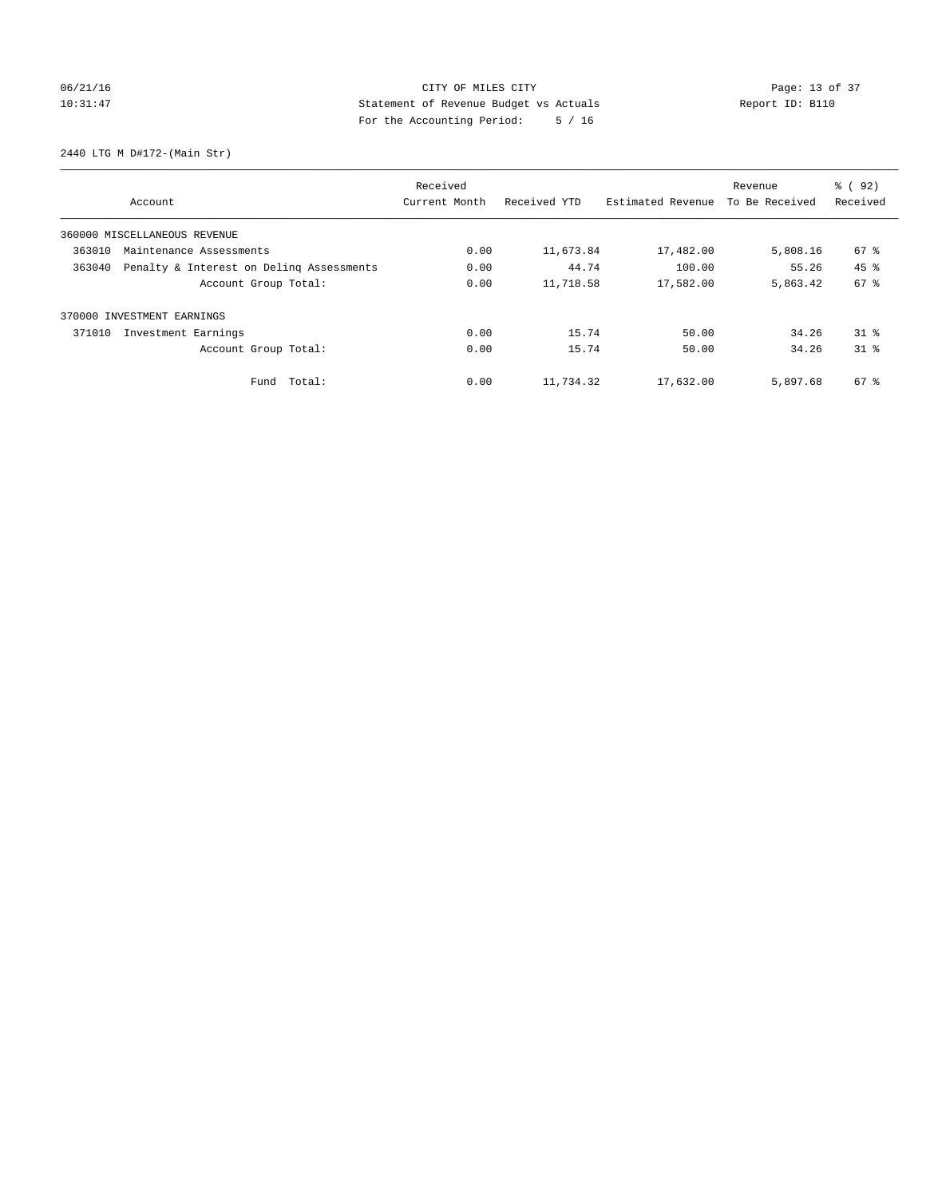CITY OF MILES CITY
Statement of Revenue Budget vs Actuals
For the Accounting Period: 5 / 16

06/21/16
10:31:47

Report ID: B110

2440 LTG M D#172-(Main Str)

| Account | Received Current Month | Received YTD | Estimated Revenue | Revenue To Be Received | % ( 92) Received |
|---|---|---|---|---|---|
| 360000 MISCELLANEOUS REVENUE | | | | | |
| 363010 Maintenance Assessments | 0.00 | 11,673.84 | 17,482.00 | 5,808.16 | 67 % |
| 363040 Penalty & Interest on Delinq Assessments | 0.00 | 44.74 | 100.00 | 55.26 | 45 % |
| Account Group Total: | 0.00 | 11,718.58 | 17,582.00 | 5,863.42 | 67 % |
| 370000 INVESTMENT EARNINGS | | | | | |
| 371010 Investment Earnings | 0.00 | 15.74 | 50.00 | 34.26 | 31 % |
| Account Group Total: | 0.00 | 15.74 | 50.00 | 34.26 | 31 % |
| Fund Total: | 0.00 | 11,734.32 | 17,632.00 | 5,897.68 | 67 % |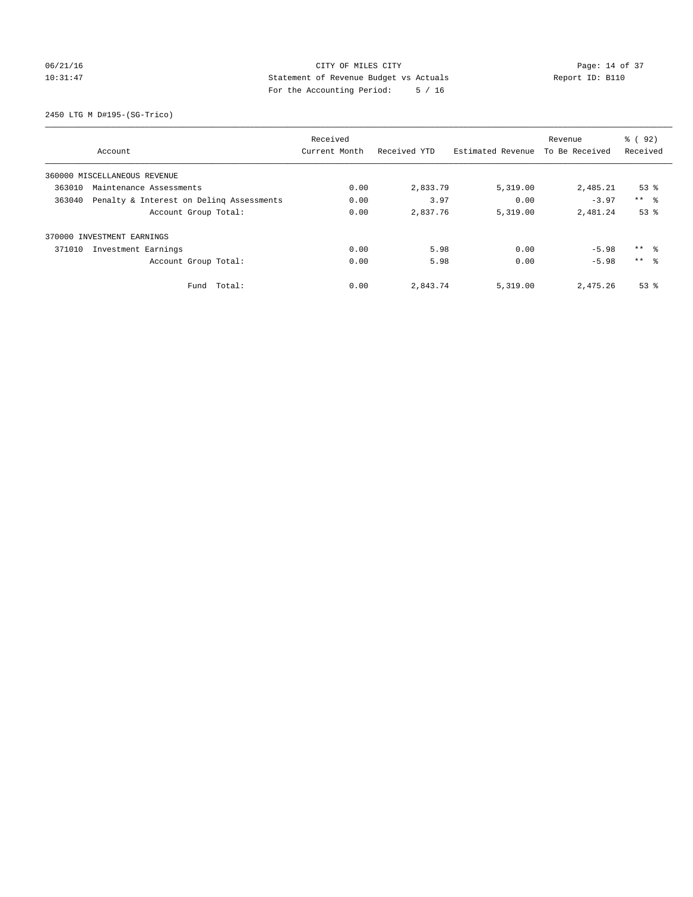CITY OF MILES CITY

Statement of Revenue Budget vs Actuals

For the Accounting Period: 5 / 16

06/21/16
10:31:47

Report ID: B110

2450 LTG M D#195-(SG-Trico)

| Account | Received Current Month | Received YTD | Estimated Revenue | Revenue To Be Received | % ( 92) Received |
|---|---|---|---|---|---|
| 360000 MISCELLANEOUS REVENUE | | | | | |
| 363010 Maintenance Assessments | 0.00 | 2,833.79 | 5,319.00 | 2,485.21 | 53 % |
| 363040 Penalty & Interest on Delinq Assessments | 0.00 | 3.97 | 0.00 | -3.97 | ** % |
| Account Group Total: | 0.00 | 2,837.76 | 5,319.00 | 2,481.24 | 53 % |
| 370000 INVESTMENT EARNINGS | | | | | |
| 371010 Investment Earnings | 0.00 | 5.98 | 0.00 | -5.98 | ** % |
| Account Group Total: | 0.00 | 5.98 | 0.00 | -5.98 | ** % |
| Fund Total: | 0.00 | 2,843.74 | 5,319.00 | 2,475.26 | 53 % |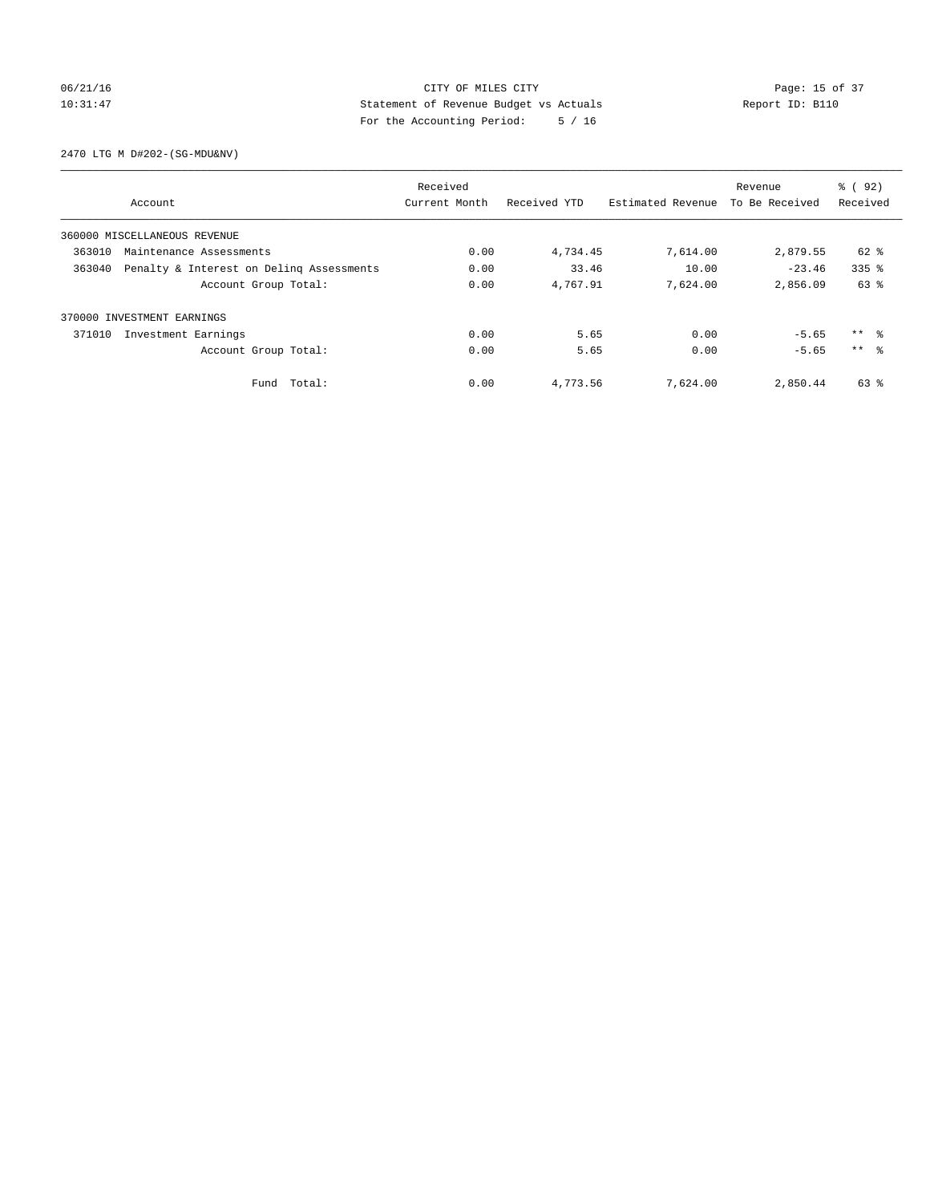06/21/16 CITY OF MILES CITY
10:31:47 Statement of Revenue Budget vs Actuals Report ID: B110
For the Accounting Period: 5 / 16

2470 LTG M D#202-(SG-MDU&NV)

| Account | Received Current Month | Received YTD | Estimated Revenue | Revenue To Be Received | % ( 92) Received |
|---|---|---|---|---|---|
| 360000 MISCELLANEOUS REVENUE | | | | | |
| 363010 Maintenance Assessments | 0.00 | 4,734.45 | 7,614.00 | 2,879.55 | 62 % |
| 363040 Penalty & Interest on Delinq Assessments | 0.00 | 33.46 | 10.00 | -23.46 | 335 % |
| Account Group Total: | 0.00 | 4,767.91 | 7,624.00 | 2,856.09 | 63 % |
| 370000 INVESTMENT EARNINGS | | | | | |
| 371010 Investment Earnings | 0.00 | 5.65 | 0.00 | -5.65 | ** % |
| Account Group Total: | 0.00 | 5.65 | 0.00 | -5.65 | ** % |
| Fund Total: | 0.00 | 4,773.56 | 7,624.00 | 2,850.44 | 63 % |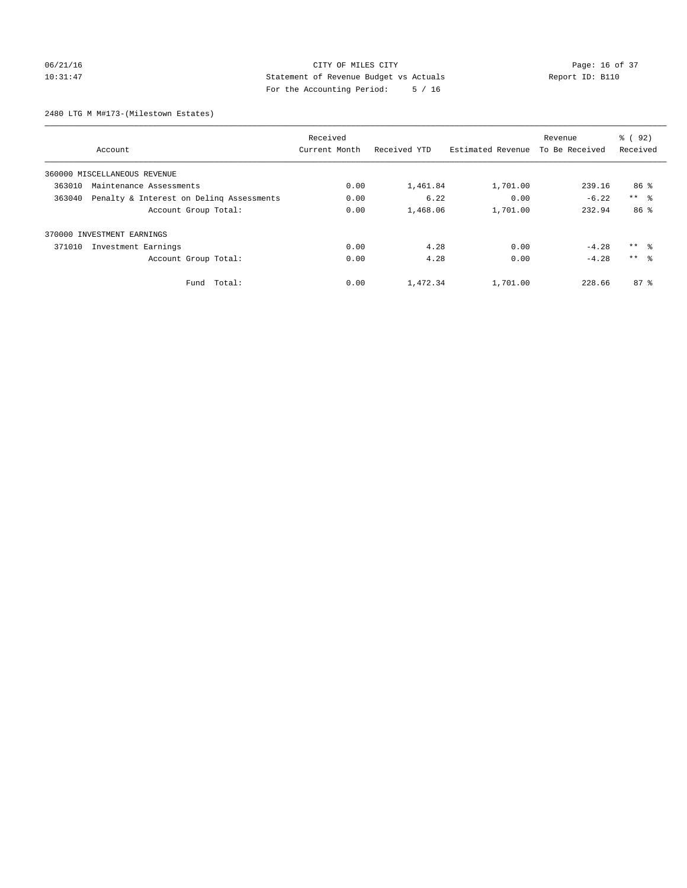CITY OF MILES CITY
Statement of Revenue Budget vs Actuals
For the Accounting Period: 5 / 16

06/21/16
10:31:47

Report ID: B110

2480 LTG M M#173-(Milestown Estates)

| Account | Received Current Month | Received YTD | Estimated Revenue | Revenue To Be Received | % ( 92) Received |
|---|---|---|---|---|---|
| 360000 MISCELLANEOUS REVENUE | | | | | |
| 363010 Maintenance Assessments | 0.00 | 1,461.84 | 1,701.00 | 239.16 | 86 % |
| 363040 Penalty & Interest on Delinq Assessments | 0.00 | 6.22 | 0.00 | -6.22 | ** % |
| Account Group Total: | 0.00 | 1,468.06 | 1,701.00 | 232.94 | 86 % |
| 370000 INVESTMENT EARNINGS | | | | | |
| 371010 Investment Earnings | 0.00 | 4.28 | 0.00 | -4.28 | ** % |
| Account Group Total: | 0.00 | 4.28 | 0.00 | -4.28 | ** % |
| Fund Total: | 0.00 | 1,472.34 | 1,701.00 | 228.66 | 87 % |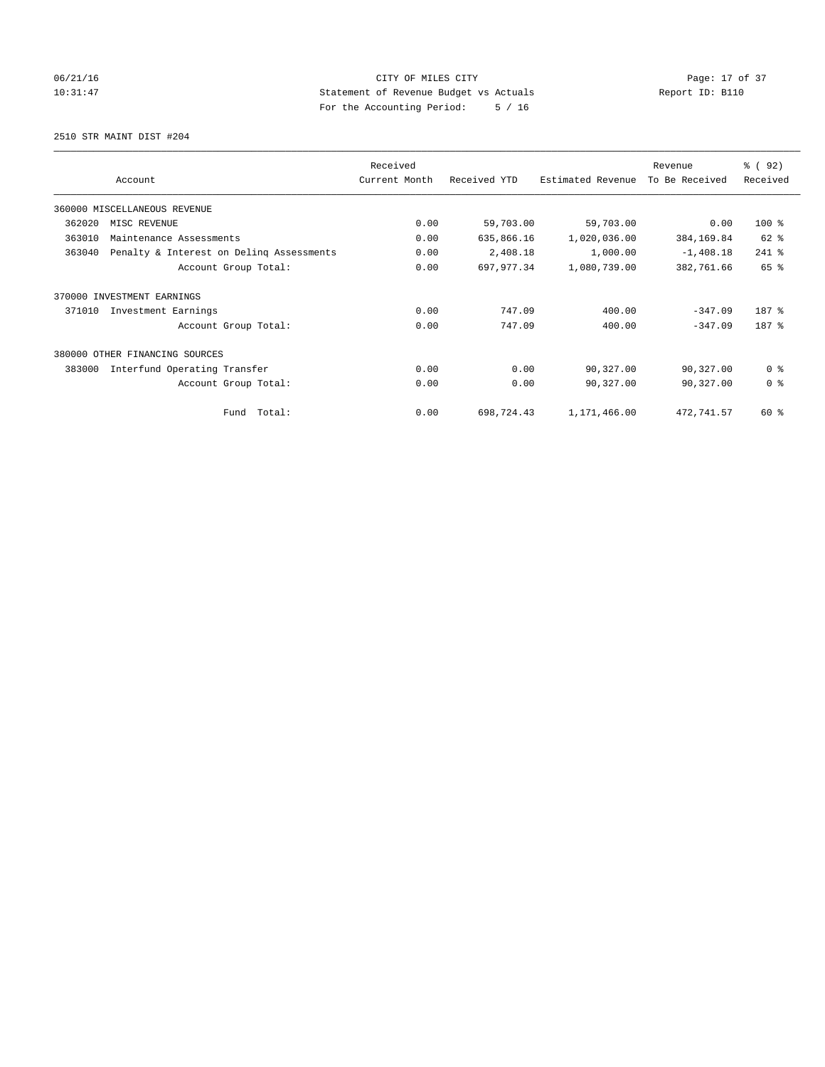CITY OF MILES CITY
Statement of Revenue Budget vs Actuals
For the Accounting Period: 5 / 16

06/21/16
10:31:47

Report ID: B110

2510 STR MAINT DIST #204

| Account | Received Current Month | Received YTD | Estimated Revenue | Revenue To Be Received | % ( 92) Received |
|---|---|---|---|---|---|
| 360000 MISCELLANEOUS REVENUE | | | | | |
| 362020 MISC REVENUE | 0.00 | 59,703.00 | 59,703.00 | 0.00 | 100 % |
| 363010 Maintenance Assessments | 0.00 | 635,866.16 | 1,020,036.00 | 384,169.84 | 62 % |
| 363040 Penalty & Interest on Delinq Assessments | 0.00 | 2,408.18 | 1,000.00 | -1,408.18 | 241 % |
| Account Group Total: | 0.00 | 697,977.34 | 1,080,739.00 | 382,761.66 | 65 % |
| 370000 INVESTMENT EARNINGS | | | | | |
| 371010 Investment Earnings | 0.00 | 747.09 | 400.00 | -347.09 | 187 % |
| Account Group Total: | 0.00 | 747.09 | 400.00 | -347.09 | 187 % |
| 380000 OTHER FINANCING SOURCES | | | | | |
| 383000 Interfund Operating Transfer | 0.00 | 0.00 | 90,327.00 | 90,327.00 | 0 % |
| Account Group Total: | 0.00 | 0.00 | 90,327.00 | 90,327.00 | 0 % |
| Fund Total: | 0.00 | 698,724.43 | 1,171,466.00 | 472,741.57 | 60 % |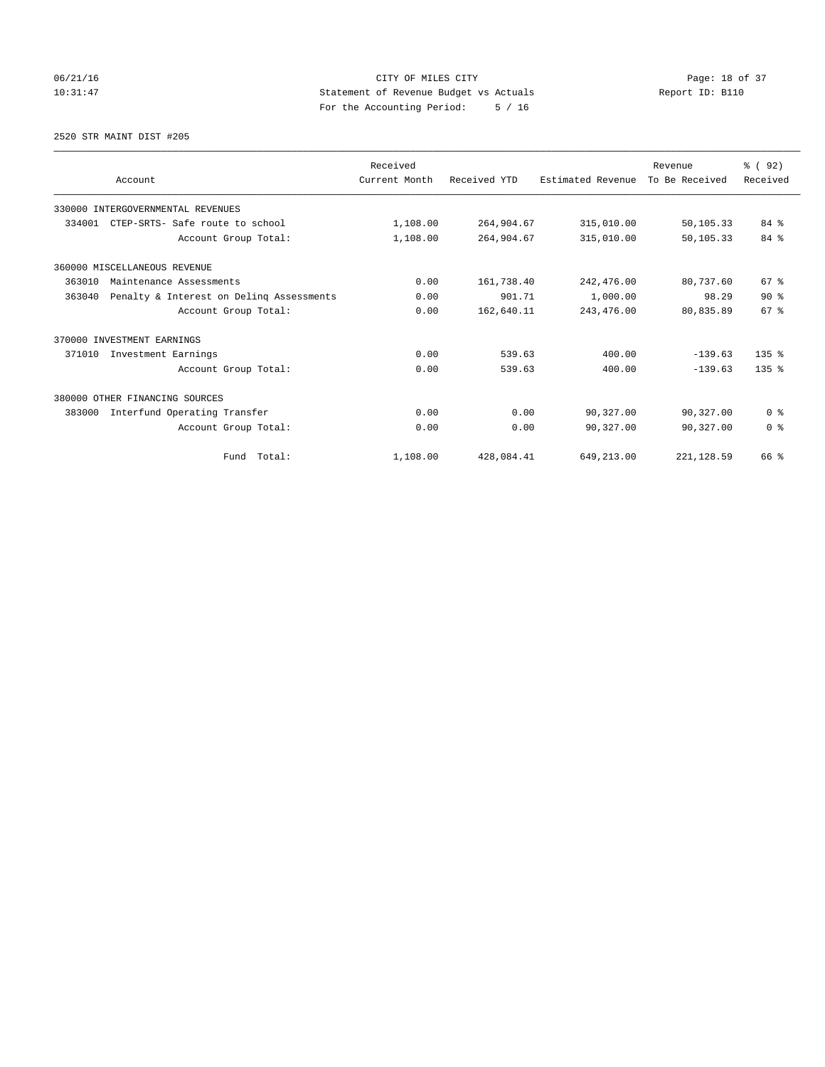CITY OF MILES CITY
Statement of Revenue Budget vs Actuals
For the Accounting Period: 5 / 16

06/21/16
10:31:47

Report ID: B110

2520 STR MAINT DIST #205

| Account | Received Current Month | Received YTD | Estimated Revenue | Revenue To Be Received | % ( 92) Received |
|---|---|---|---|---|---|
| 330000 INTERGOVERNMENTAL REVENUES | | | | | |
| 334001 CTEP-SRTS- Safe route to school | 1,108.00 | 264,904.67 | 315,010.00 | 50,105.33 | 84 % |
| Account Group Total: | 1,108.00 | 264,904.67 | 315,010.00 | 50,105.33 | 84 % |
| 360000 MISCELLANEOUS REVENUE | | | | | |
| 363010 Maintenance Assessments | 0.00 | 161,738.40 | 242,476.00 | 80,737.60 | 67 % |
| 363040 Penalty & Interest on Delinq Assessments | 0.00 | 901.71 | 1,000.00 | 98.29 | 90 % |
| Account Group Total: | 0.00 | 162,640.11 | 243,476.00 | 80,835.89 | 67 % |
| 370000 INVESTMENT EARNINGS | | | | | |
| 371010 Investment Earnings | 0.00 | 539.63 | 400.00 | -139.63 | 135 % |
| Account Group Total: | 0.00 | 539.63 | 400.00 | -139.63 | 135 % |
| 380000 OTHER FINANCING SOURCES | | | | | |
| 383000 Interfund Operating Transfer | 0.00 | 0.00 | 90,327.00 | 90,327.00 | 0 % |
| Account Group Total: | 0.00 | 0.00 | 90,327.00 | 90,327.00 | 0 % |
| Fund Total: | 1,108.00 | 428,084.41 | 649,213.00 | 221,128.59 | 66 % |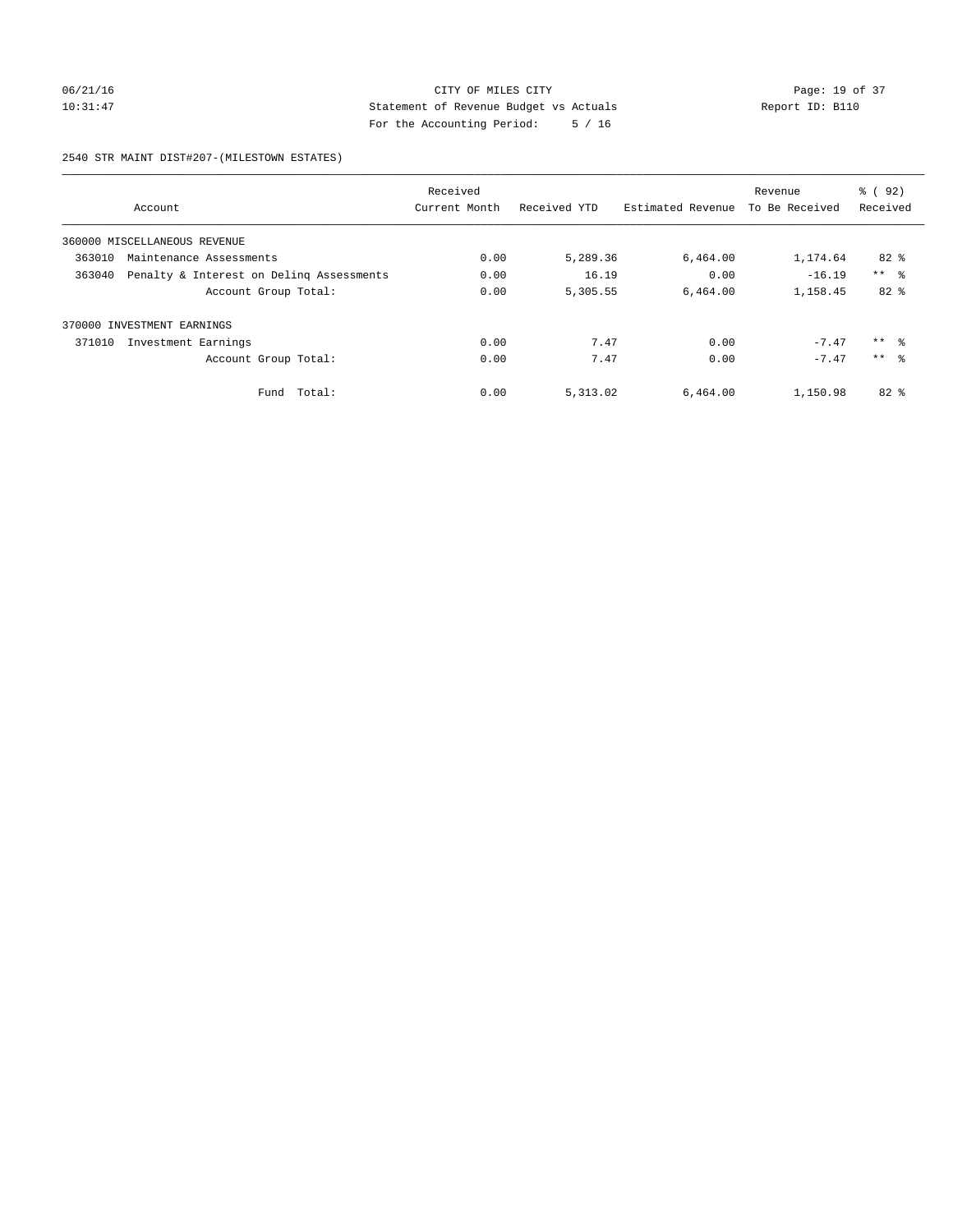CITY OF MILES CITY
Statement of Revenue Budget vs Actuals
For the Accounting Period: 5 / 16

06/21/16
10:31:47

Report ID: B110

2540 STR MAINT DIST#207-(MILESTOWN ESTATES)

| Account | Received Current Month | Received YTD | Estimated Revenue | Revenue To Be Received | % ( 92) Received |
|---|---|---|---|---|---|
| 360000 MISCELLANEOUS REVENUE | | | | | |
| 363010 Maintenance Assessments | 0.00 | 5,289.36 | 6,464.00 | 1,174.64 | 82 % |
| 363040 Penalty & Interest on Delinq Assessments | 0.00 | 16.19 | 0.00 | -16.19 | ** % |
| Account Group Total: | 0.00 | 5,305.55 | 6,464.00 | 1,158.45 | 82 % |
| 370000 INVESTMENT EARNINGS | | | | | |
| 371010 Investment Earnings | 0.00 | 7.47 | 0.00 | -7.47 | ** % |
| Account Group Total: | 0.00 | 7.47 | 0.00 | -7.47 | ** % |
| Fund Total: | 0.00 | 5,313.02 | 6,464.00 | 1,150.98 | 82 % |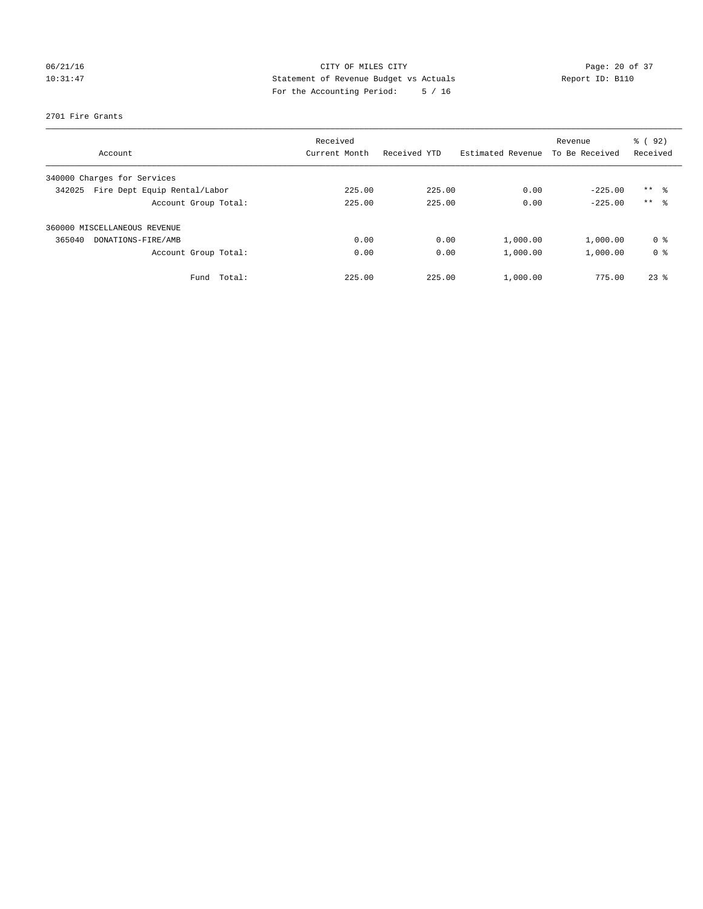CITY OF MILES CITY
Statement of Revenue Budget vs Actuals
For the Accounting Period: 5 / 16

06/21/16
10:31:47

Report ID: B110

2701 Fire Grants

| Account | Received Current Month | Received YTD | Estimated Revenue | Revenue To Be Received | % ( 92) Received |
|---|---|---|---|---|---|
| 340000 Charges for Services | | | | | |
| 342025 Fire Dept Equip Rental/Labor | 225.00 | 225.00 | 0.00 | -225.00 | ** % |
| Account Group Total: | 225.00 | 225.00 | 0.00 | -225.00 | ** % |
| 360000 MISCELLANEOUS REVENUE | | | | | |
| 365040 DONATIONS-FIRE/AMB | 0.00 | 0.00 | 1,000.00 | 1,000.00 | 0 % |
| Account Group Total: | 0.00 | 0.00 | 1,000.00 | 1,000.00 | 0 % |
| Fund Total: | 225.00 | 225.00 | 1,000.00 | 775.00 | 23 % |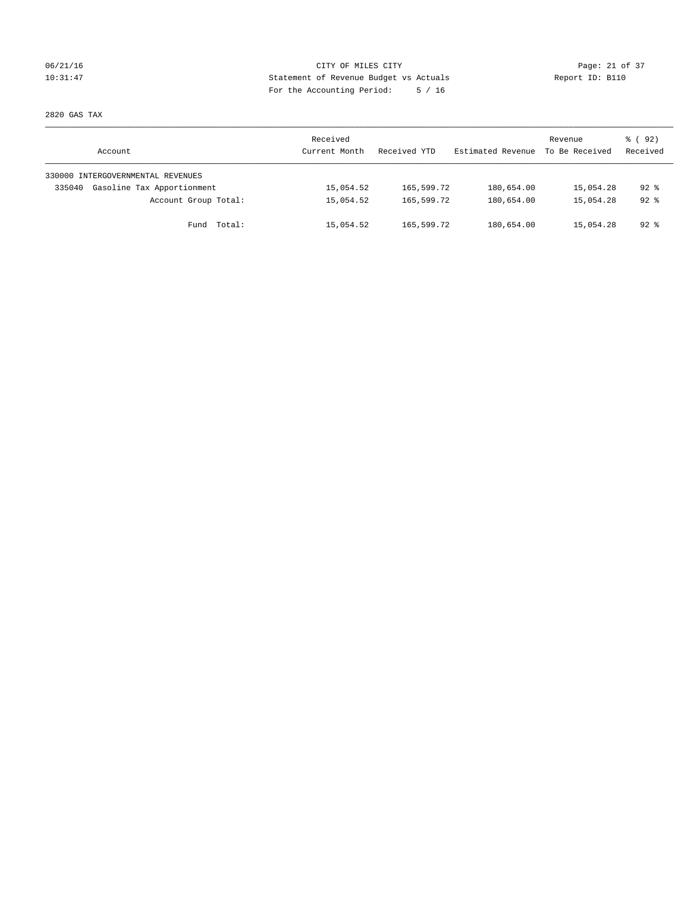CITY OF MILES CITY
Statement of Revenue Budget vs Actuals
For the Accounting Period: 5 / 16

06/21/16
10:31:47

Report ID: B110

2820 GAS TAX

| Account | Received Current Month | Received YTD | Estimated Revenue | Revenue To Be Received | % ( 92) Received |
|---|---|---|---|---|---|
| 330000 INTERGOVERNMENTAL REVENUES | | | | | |
| 335040 Gasoline Tax Apportionment | 15,054.52 | 165,599.72 | 180,654.00 | 15,054.28 | 92 % |
| Account Group Total: | 15,054.52 | 165,599.72 | 180,654.00 | 15,054.28 | 92 % |
| Fund Total: | 15,054.52 | 165,599.72 | 180,654.00 | 15,054.28 | 92 % |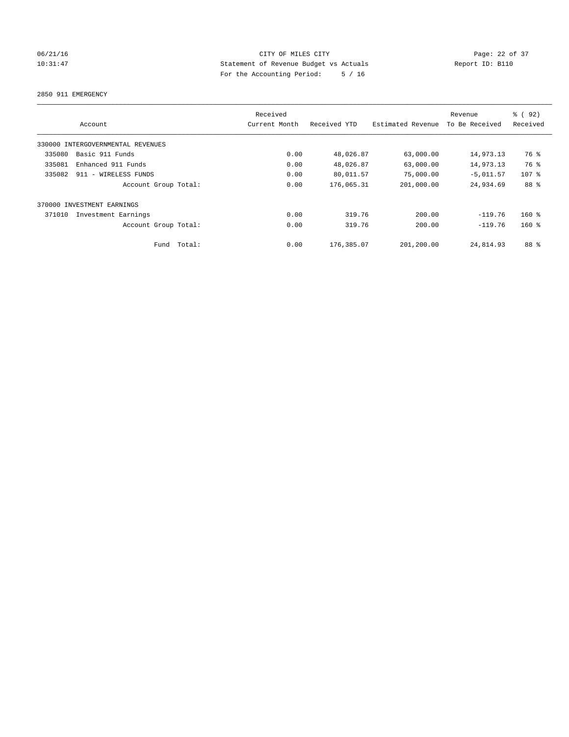CITY OF MILES CITY
Statement of Revenue Budget vs Actuals
For the Accounting Period: 5 / 16

06/21/16
10:31:47

Report ID: B110

2850 911 EMERGENCY

| Account | Received Current Month | Received YTD | Estimated Revenue | Revenue To Be Received | % ( 92) Received |
|---|---|---|---|---|---|
| 330000 INTERGOVERNMENTAL REVENUES | | | | | |
| 335080 Basic 911 Funds | 0.00 | 48,026.87 | 63,000.00 | 14,973.13 | 76 % |
| 335081 Enhanced 911 Funds | 0.00 | 48,026.87 | 63,000.00 | 14,973.13 | 76 % |
| 335082 911 - WIRELESS FUNDS | 0.00 | 80,011.57 | 75,000.00 | -5,011.57 | 107 % |
| Account Group Total: | 0.00 | 176,065.31 | 201,000.00 | 24,934.69 | 88 % |
| 370000 INVESTMENT EARNINGS | | | | | |
| 371010 Investment Earnings | 0.00 | 319.76 | 200.00 | -119.76 | 160 % |
| Account Group Total: | 0.00 | 319.76 | 200.00 | -119.76 | 160 % |
| Fund Total: | 0.00 | 176,385.07 | 201,200.00 | 24,814.93 | 88 % |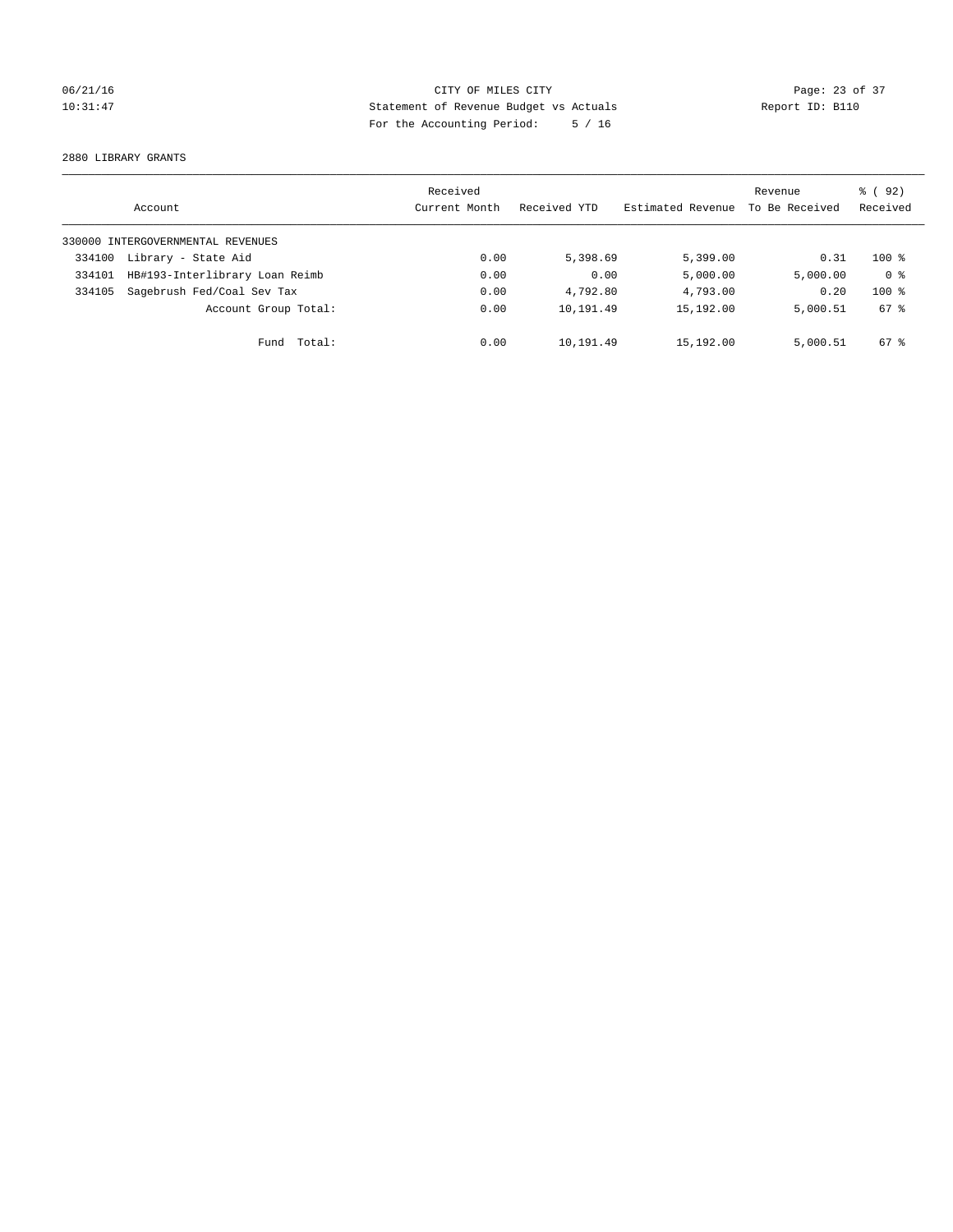CITY OF MILES CITY
Statement of Revenue Budget vs Actuals
For the Accounting Period: 5 / 16

06/21/16
10:31:47

Report ID: B110

2880 LIBRARY GRANTS

| Account | | Received Current Month | Received YTD | Estimated Revenue | Revenue To Be Received | % ( 92) Received |
|---|---|---|---|---|---|---|
| 330000 INTERGOVERNMENTAL REVENUES | | | | | | |
| 334100 | Library - State Aid | 0.00 | 5,398.69 | 5,399.00 | 0.31 | 100 % |
| 334101 | HB#193-Interlibrary Loan Reimb | 0.00 | 0.00 | 5,000.00 | 5,000.00 | 0 % |
| 334105 | Sagebrush Fed/Coal Sev Tax | 0.00 | 4,792.80 | 4,793.00 | 0.20 | 100 % |
| | Account Group Total: | 0.00 | 10,191.49 | 15,192.00 | 5,000.51 | 67 % |
| | Fund Total: | 0.00 | 10,191.49 | 15,192.00 | 5,000.51 | 67 % |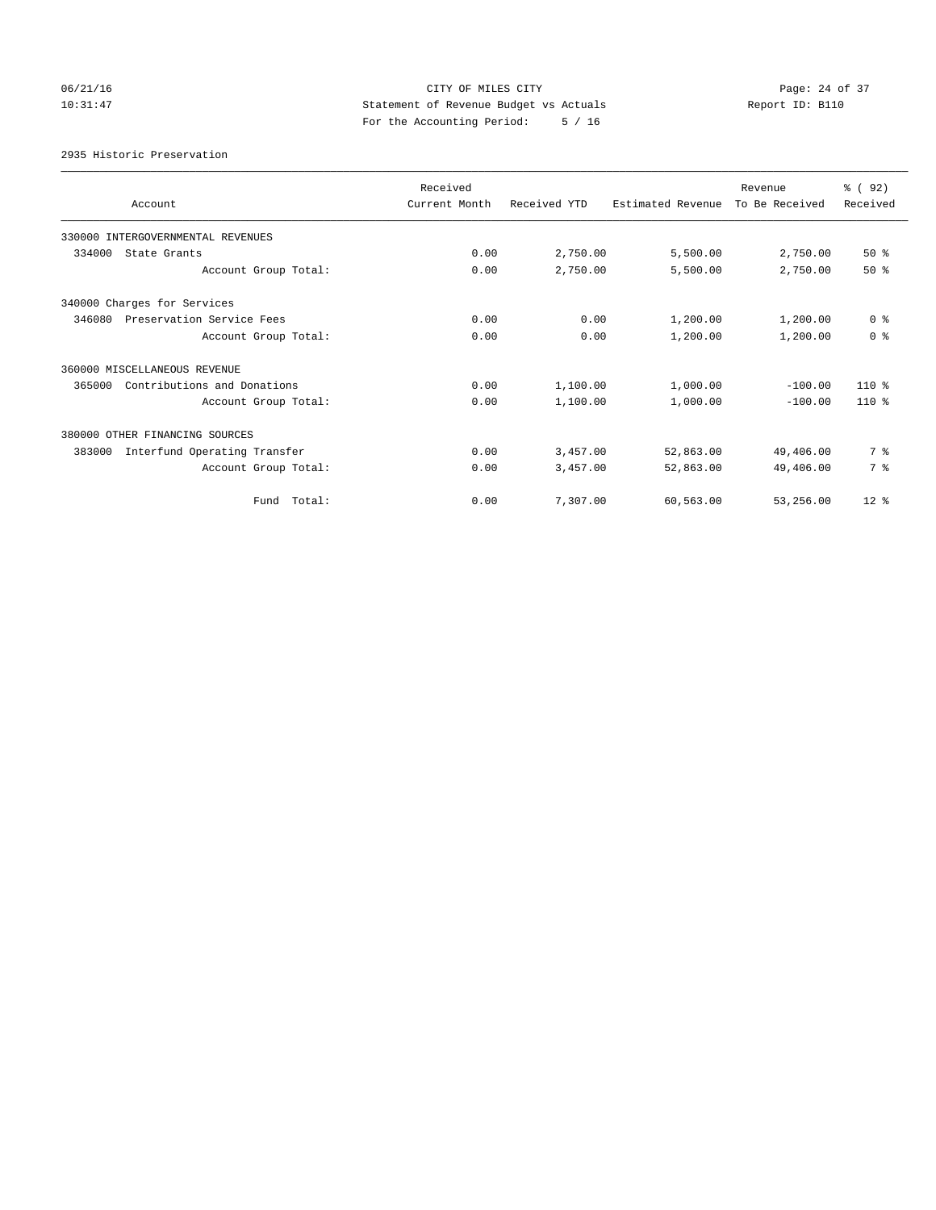CITY OF MILES CITY
Statement of Revenue Budget vs Actuals
For the Accounting Period: 5 / 16

06/21/16
10:31:47

Report ID: B110

2935 Historic Preservation

| Account | Received Current Month | Received YTD | Estimated Revenue | Revenue To Be Received | % ( 92) Received |
|---|---|---|---|---|---|
| 330000 INTERGOVERNMENTAL REVENUES | | | | | |
| 334000 State Grants | 0.00 | 2,750.00 | 5,500.00 | 2,750.00 | 50 % |
| Account Group Total: | 0.00 | 2,750.00 | 5,500.00 | 2,750.00 | 50 % |
| 340000 Charges for Services | | | | | |
| 346080 Preservation Service Fees | 0.00 | 0.00 | 1,200.00 | 1,200.00 | 0 % |
| Account Group Total: | 0.00 | 0.00 | 1,200.00 | 1,200.00 | 0 % |
| 360000 MISCELLANEOUS REVENUE | | | | | |
| 365000 Contributions and Donations | 0.00 | 1,100.00 | 1,000.00 | -100.00 | 110 % |
| Account Group Total: | 0.00 | 1,100.00 | 1,000.00 | -100.00 | 110 % |
| 380000 OTHER FINANCING SOURCES | | | | | |
| 383000 Interfund Operating Transfer | 0.00 | 3,457.00 | 52,863.00 | 49,406.00 | 7 % |
| Account Group Total: | 0.00 | 3,457.00 | 52,863.00 | 49,406.00 | 7 % |
| Fund Total: | 0.00 | 7,307.00 | 60,563.00 | 53,256.00 | 12 % |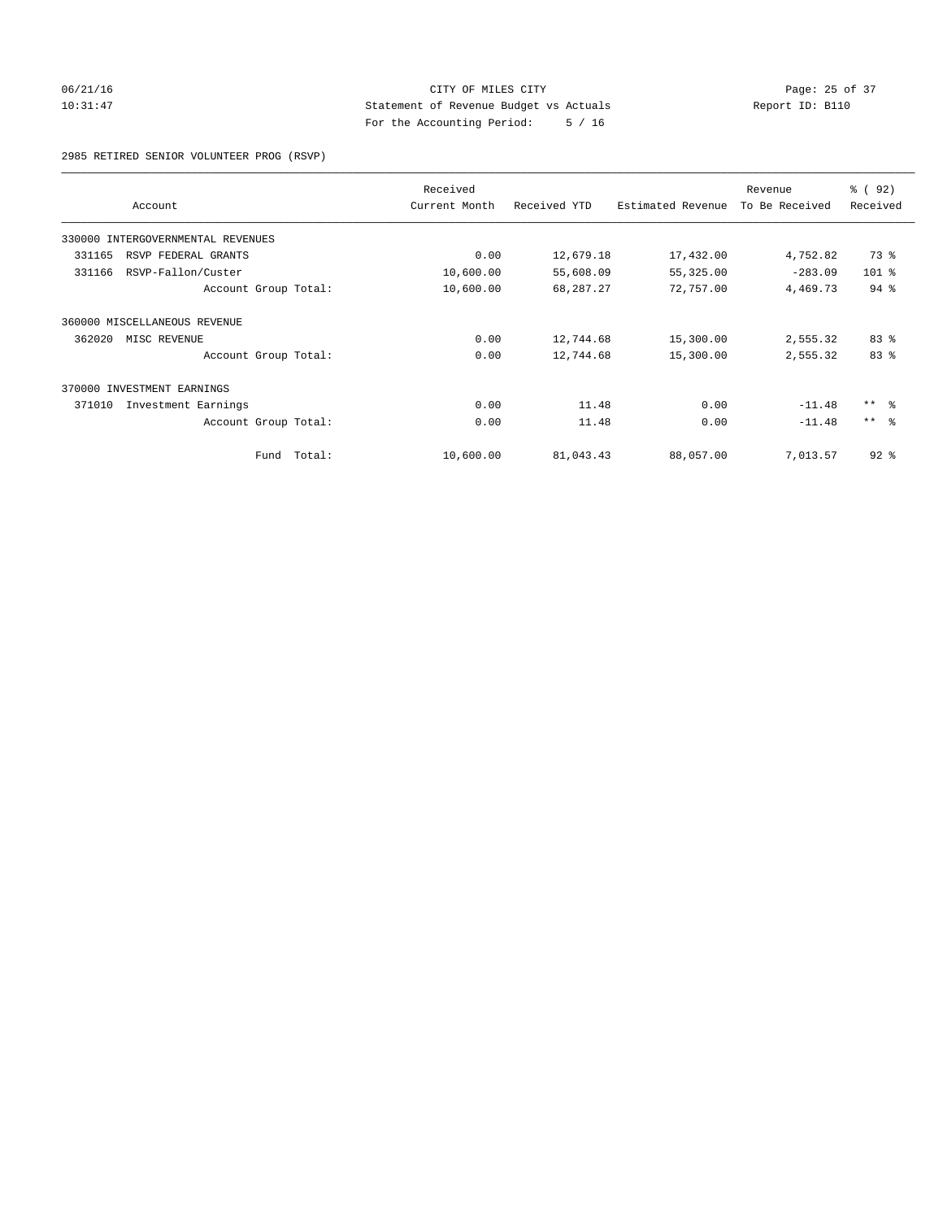CITY OF MILES CITY
Statement of Revenue Budget vs Actuals
For the Accounting Period: 5 / 16

06/21/16
10:31:47

Report ID: B110

2985 RETIRED SENIOR VOLUNTEER PROG (RSVP)

| Account | Received Current Month | Received YTD | Estimated Revenue | Revenue To Be Received | % ( 92) Received |
|---|---|---|---|---|---|
| 330000 INTERGOVERNMENTAL REVENUES | | | | | |
| 331165 RSVP FEDERAL GRANTS | 0.00 | 12,679.18 | 17,432.00 | 4,752.82 | 73 % |
| 331166 RSVP-Fallon/Custer | 10,600.00 | 55,608.09 | 55,325.00 | -283.09 | 101 % |
| Account Group Total: | 10,600.00 | 68,287.27 | 72,757.00 | 4,469.73 | 94 % |
| 360000 MISCELLANEOUS REVENUE | | | | | |
| 362020 MISC REVENUE | 0.00 | 12,744.68 | 15,300.00 | 2,555.32 | 83 % |
| Account Group Total: | 0.00 | 12,744.68 | 15,300.00 | 2,555.32 | 83 % |
| 370000 INVESTMENT EARNINGS | | | | | |
| 371010 Investment Earnings | 0.00 | 11.48 | 0.00 | -11.48 | ** % |
| Account Group Total: | 0.00 | 11.48 | 0.00 | -11.48 | ** % |
| Fund Total: | 10,600.00 | 81,043.43 | 88,057.00 | 7,013.57 | 92 % |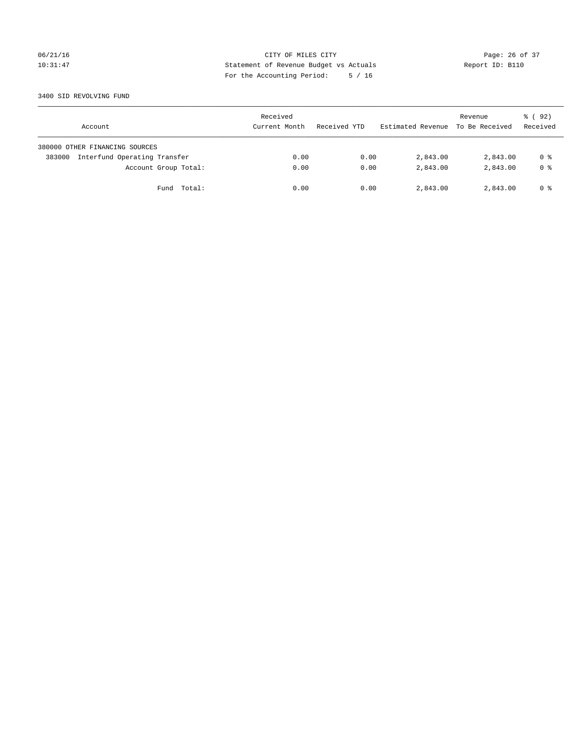CITY OF MILES CITY
Statement of Revenue Budget vs Actuals
For the Accounting Period: 5 / 16

06/21/16
10:31:47

Report ID: B110

3400 SID REVOLVING FUND

| Account | Received Current Month | Received YTD | Estimated Revenue | Revenue To Be Received | % ( 92) Received |
|---|---|---|---|---|---|
| 380000 OTHER FINANCING SOURCES | | | | | |
| 383000 Interfund Operating Transfer | 0.00 | 0.00 | 2,843.00 | 2,843.00 | 0 % |
| Account Group Total: | 0.00 | 0.00 | 2,843.00 | 2,843.00 | 0 % |
| Fund Total: | 0.00 | 0.00 | 2,843.00 | 2,843.00 | 0 % |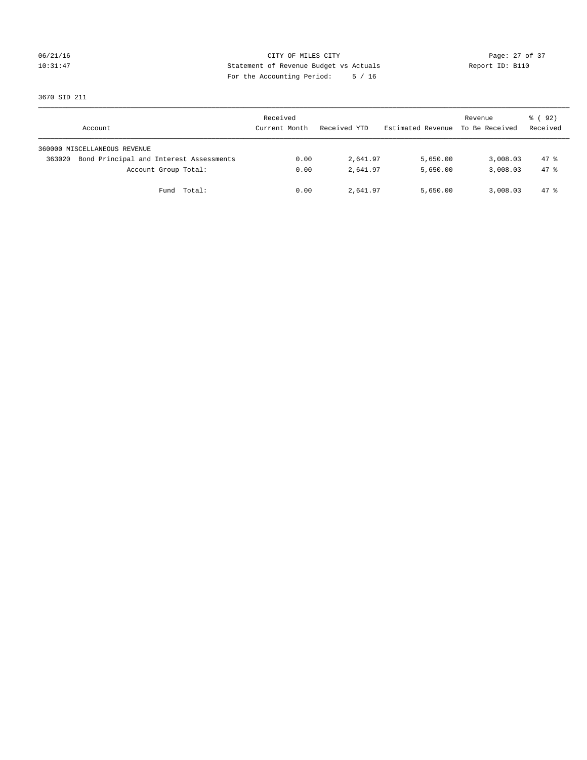CITY OF MILES CITY
Statement of Revenue Budget vs Actuals
For the Accounting Period: 5 / 16

06/21/16
10:31:47

Report ID: B110

3670 SID 211

| Account | Received Current Month | Received YTD | Estimated Revenue | Revenue To Be Received | % ( 92) Received |
|---|---|---|---|---|---|
| 360000 MISCELLANEOUS REVENUE | | | | | |
| 363020 Bond Principal and Interest Assessments | 0.00 | 2,641.97 | 5,650.00 | 3,008.03 | 47 % |
| Account Group Total: | 0.00 | 2,641.97 | 5,650.00 | 3,008.03 | 47 % |
| Fund Total: | 0.00 | 2,641.97 | 5,650.00 | 3,008.03 | 47 % |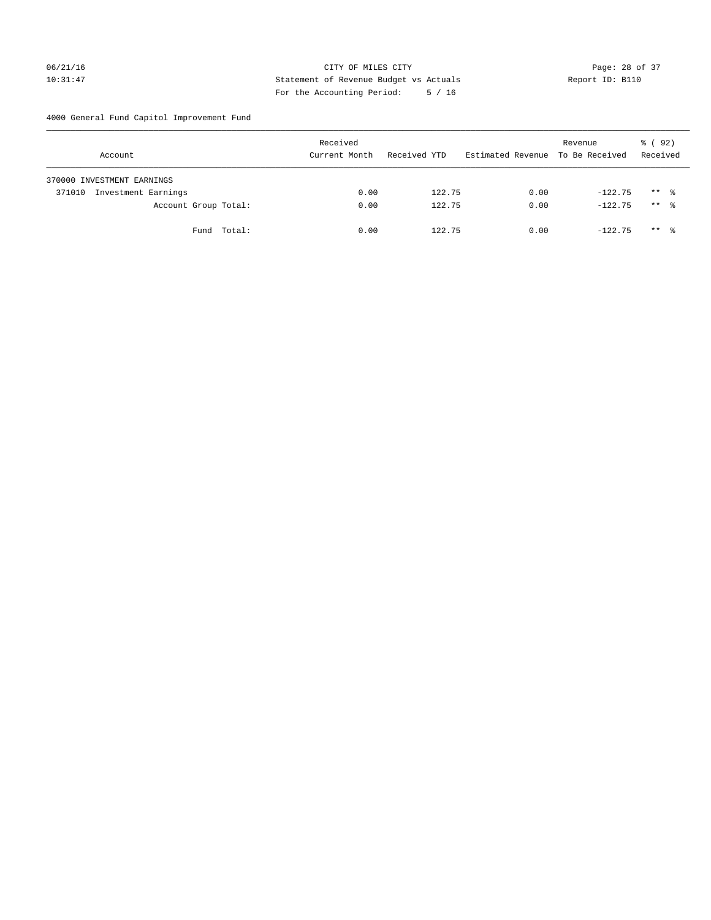CITY OF MILES CITY

Statement of Revenue Budget vs Actuals

For the Accounting Period: 5 / 16

06/21/16 10:31:47 Report ID: B110

4000 General Fund Capitol Improvement Fund

| Account | Received Current Month | Received YTD | Estimated Revenue | Revenue To Be Received | % ( 92) Received |
|---|---|---|---|---|---|
| 370000 INVESTMENT EARNINGS | | | | | |
| 371010 Investment Earnings | 0.00 | 122.75 | 0.00 | -122.75 | ** % |
| Account Group Total: | 0.00 | 122.75 | 0.00 | -122.75 | ** % |
| Fund Total: | 0.00 | 122.75 | 0.00 | -122.75 | ** % |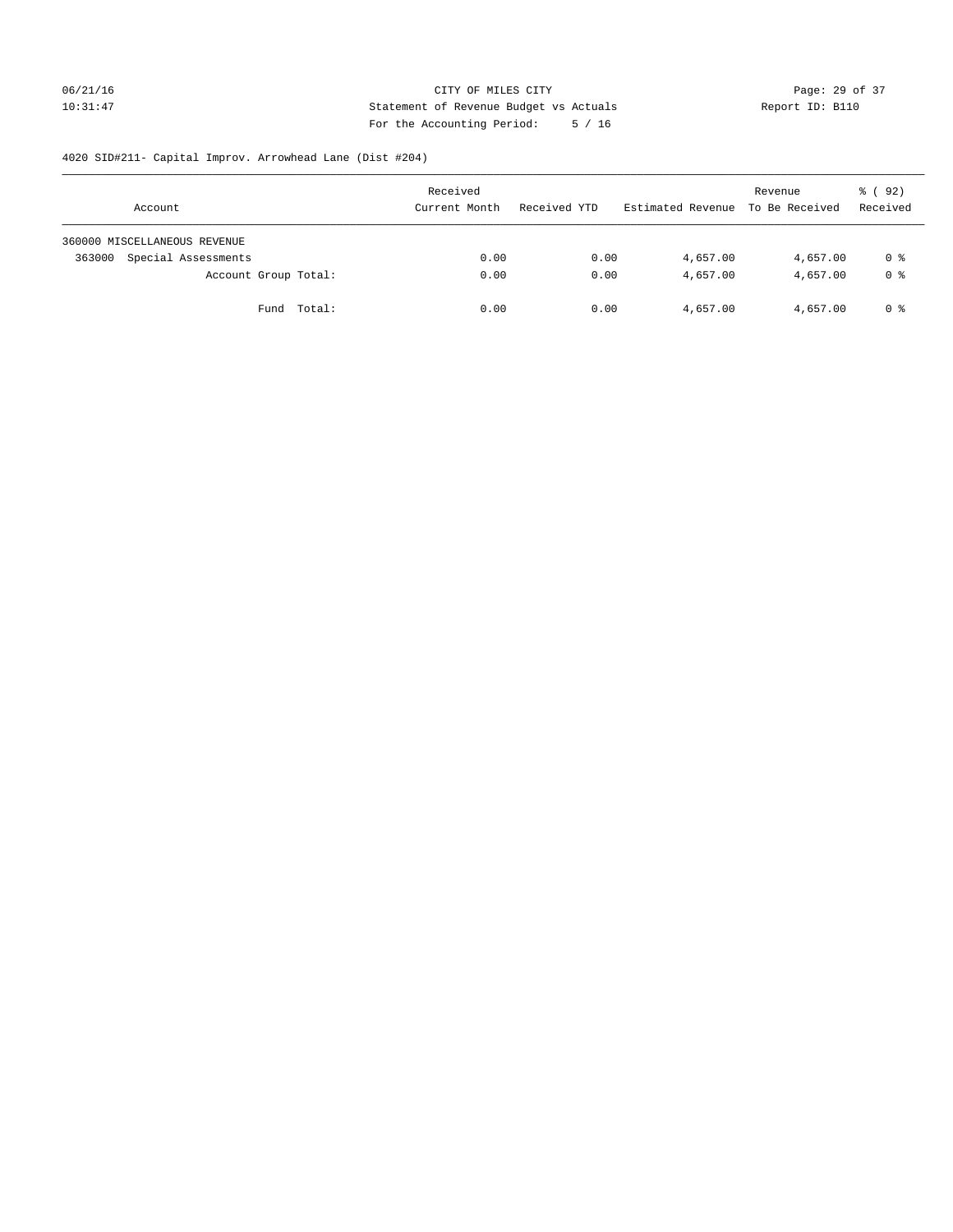CITY OF MILES CITY
Statement of Revenue Budget vs Actuals
For the Accounting Period: 5 / 16

06/21/16
10:31:47

Report ID: B110

4020 SID#211- Capital Improv. Arrowhead Lane (Dist #204)

| Account | Received Current Month | Received YTD | Estimated Revenue | Revenue To Be Received | % ( 92) Received |
|---|---|---|---|---|---|
| 360000 MISCELLANEOUS REVENUE | | | | | |
| 363000 Special Assessments | 0.00 | 0.00 | 4,657.00 | 4,657.00 | 0 % |
| Account Group Total: | 0.00 | 0.00 | 4,657.00 | 4,657.00 | 0 % |
| Fund Total: | 0.00 | 0.00 | 4,657.00 | 4,657.00 | 0 % |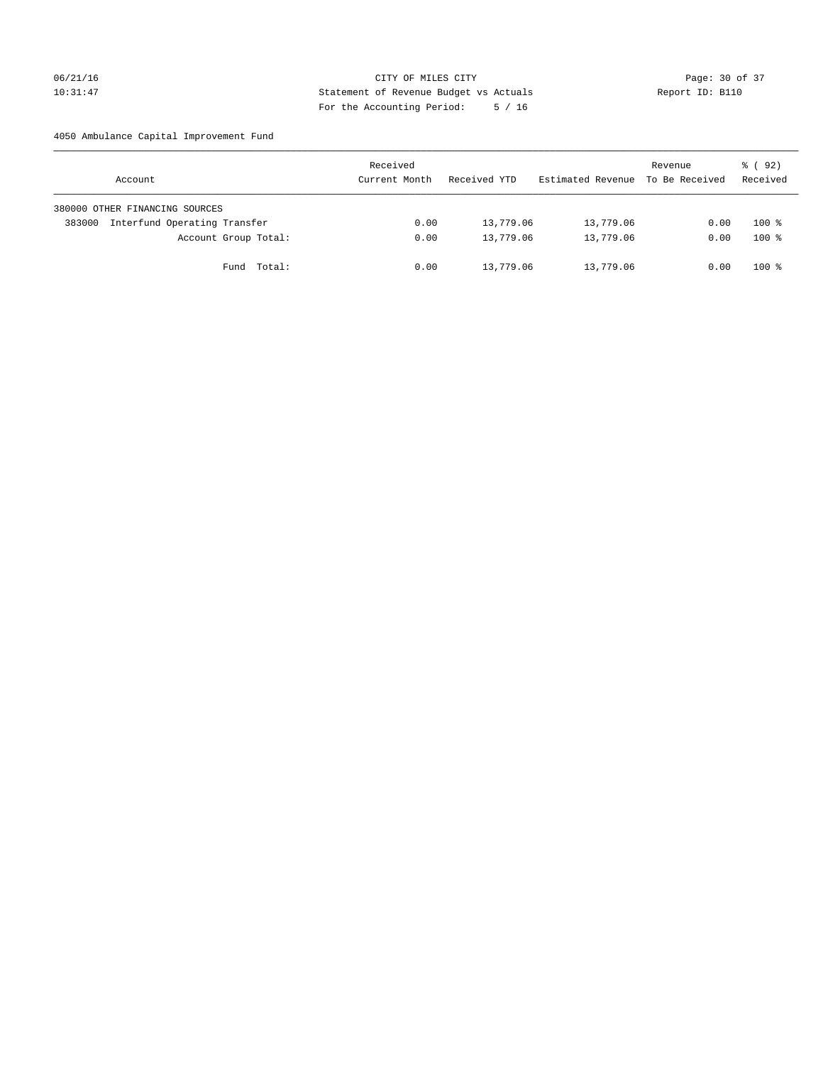CITY OF MILES CITY
Statement of Revenue Budget vs Actuals
For the Accounting Period: 5 / 16

06/21/16
10:31:47

Report ID: B110

4050 Ambulance Capital Improvement Fund

| Account | Received Current Month | Received YTD | Estimated Revenue | Revenue To Be Received | % ( 92) Received |
|---|---|---|---|---|---|
| 380000 OTHER FINANCING SOURCES | | | | | |
| 383000 Interfund Operating Transfer | 0.00 | 13,779.06 | 13,779.06 | 0.00 | 100 % |
| Account Group Total: | 0.00 | 13,779.06 | 13,779.06 | 0.00 | 100 % |
| Fund Total: | 0.00 | 13,779.06 | 13,779.06 | 0.00 | 100 % |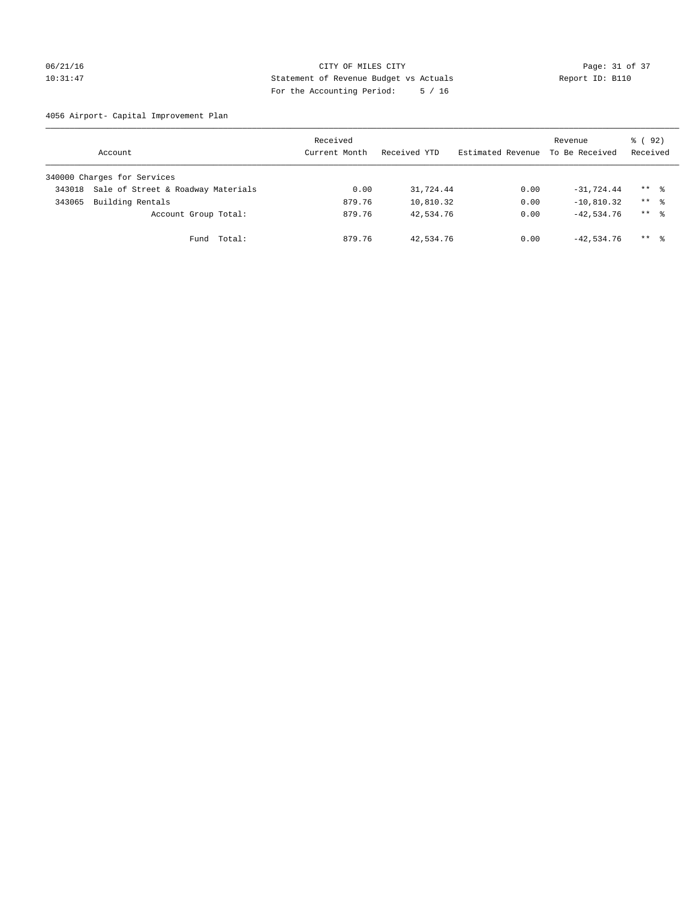CITY OF MILES CITY
Statement of Revenue Budget vs Actuals
For the Accounting Period: 5 / 16

06/21/16
10:31:47

Report ID: B110

4056 Airport- Capital Improvement Plan

| Account | Received Current Month | Received YTD | Estimated Revenue | Revenue To Be Received | % ( 92) Received |
|---|---|---|---|---|---|
| 340000 Charges for Services | | | | | |
| 343018 Sale of Street & Roadway Materials | 0.00 | 31,724.44 | 0.00 | -31,724.44 | ** % |
| 343065 Building Rentals | 879.76 | 10,810.32 | 0.00 | -10,810.32 | ** % |
| Account Group Total: | 879.76 | 42,534.76 | 0.00 | -42,534.76 | ** % |
| Fund Total: | 879.76 | 42,534.76 | 0.00 | -42,534.76 | ** % |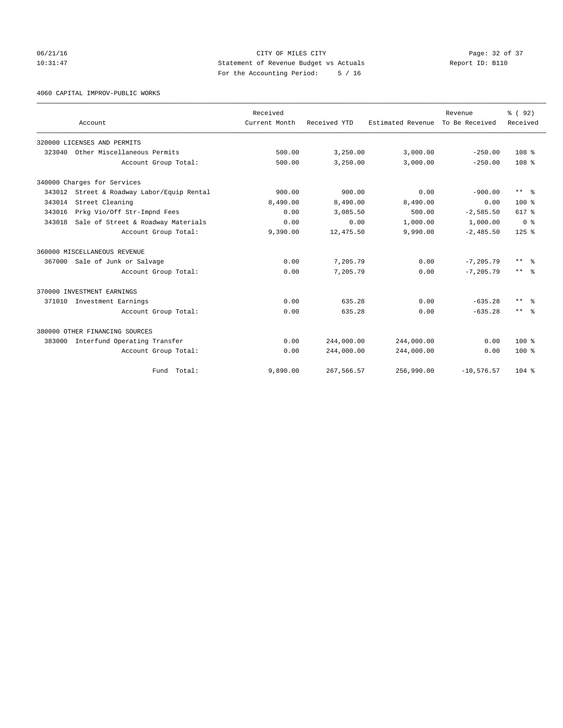CITY OF MILES CITY
Statement of Revenue Budget vs Actuals
For the Accounting Period: 5 / 16

4060 CAPITAL IMPROV-PUBLIC WORKS

| Account | Received Current Month | Received YTD | Estimated Revenue | Revenue To Be Received | % ( 92) Received |
|---|---|---|---|---|---|
| 320000 LICENSES AND PERMITS | | | | | |
| 323040 Other Miscellaneous Permits | 500.00 | 3,250.00 | 3,000.00 | -250.00 | 108 % |
| Account Group Total: | 500.00 | 3,250.00 | 3,000.00 | -250.00 | 108 % |
| 340000 Charges for Services | | | | | |
| 343012 Street & Roadway Labor/Equip Rental | 900.00 | 900.00 | 0.00 | -900.00 | ** % |
| 343014 Street Cleaning | 8,490.00 | 8,490.00 | 8,490.00 | 0.00 | 100 % |
| 343016 Prkg Vio/Off Str-Impnd Fees | 0.00 | 3,085.50 | 500.00 | -2,585.50 | 617 % |
| 343018 Sale of Street & Roadway Materials | 0.00 | 0.00 | 1,000.00 | 1,000.00 | 0 % |
| Account Group Total: | 9,390.00 | 12,475.50 | 9,990.00 | -2,485.50 | 125 % |
| 360000 MISCELLANEOUS REVENUE | | | | | |
| 367000 Sale of Junk or Salvage | 0.00 | 7,205.79 | 0.00 | -7,205.79 | ** % |
| Account Group Total: | 0.00 | 7,205.79 | 0.00 | -7,205.79 | ** % |
| 370000 INVESTMENT EARNINGS | | | | | |
| 371010 Investment Earnings | 0.00 | 635.28 | 0.00 | -635.28 | ** % |
| Account Group Total: | 0.00 | 635.28 | 0.00 | -635.28 | ** % |
| 380000 OTHER FINANCING SOURCES | | | | | |
| 383000 Interfund Operating Transfer | 0.00 | 244,000.00 | 244,000.00 | 0.00 | 100 % |
| Account Group Total: | 0.00 | 244,000.00 | 244,000.00 | 0.00 | 100 % |
| Fund Total: | 9,890.00 | 267,566.57 | 256,990.00 | -10,576.57 | 104 % |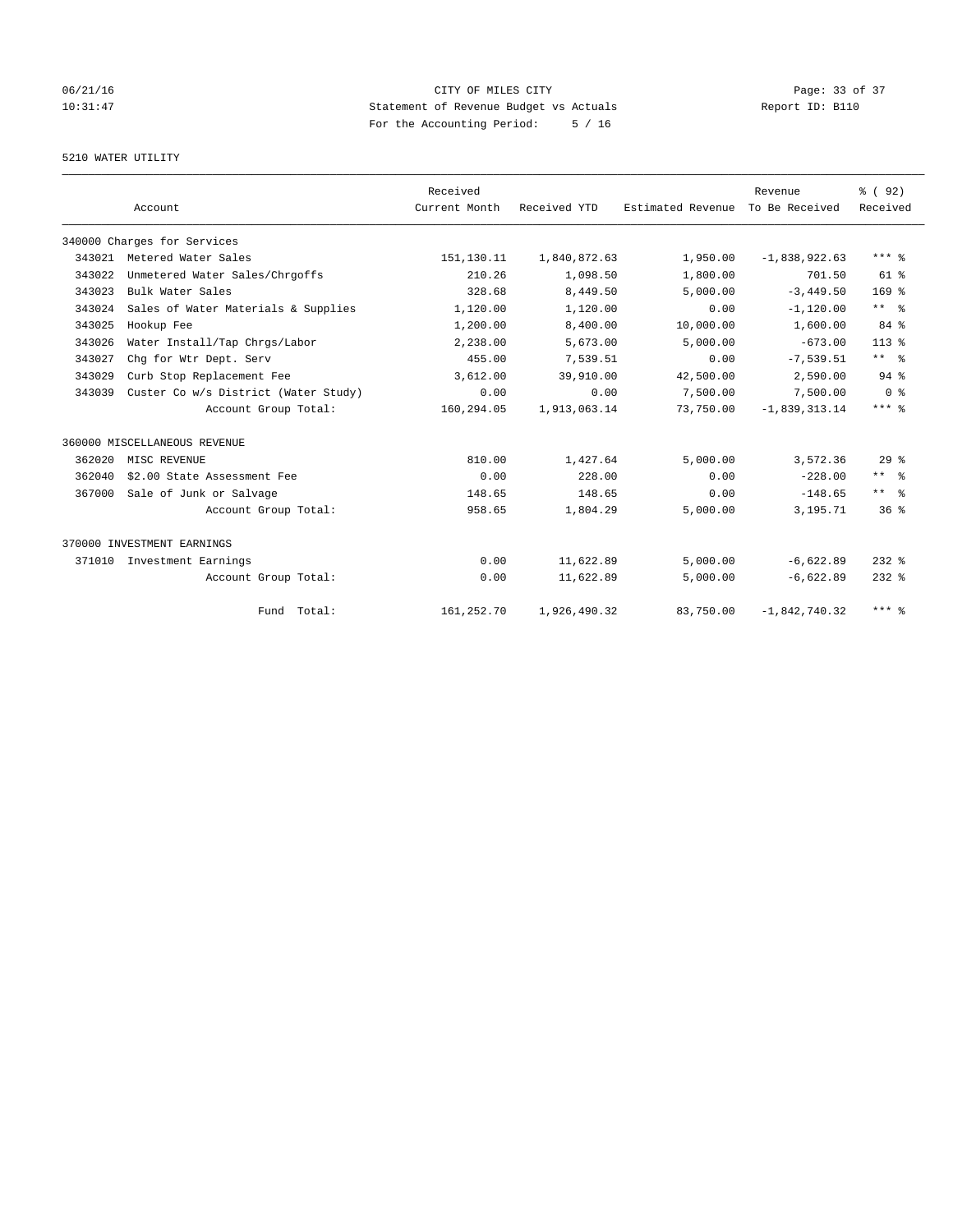CITY OF MILES CITY
Statement of Revenue Budget vs Actuals
For the Accounting Period: 5 / 16

06/21/16
10:31:47

Report ID: B110

5210 WATER UTILITY

| | Account | Received Current Month | Received YTD | Estimated Revenue | Revenue To Be Received | % ( 92) Received |
|---|---|---|---|---|---|---|
| 340000 Charges for Services | | | | | | |
| 343021 | Metered Water Sales | 151,130.11 | 1,840,872.63 | 1,950.00 | -1,838,922.63 | *** % |
| 343022 | Unmetered Water Sales/Chrgoffs | 210.26 | 1,098.50 | 1,800.00 | 701.50 | 61 % |
| 343023 | Bulk Water Sales | 328.68 | 8,449.50 | 5,000.00 | -3,449.50 | 169 % |
| 343024 | Sales of Water Materials & Supplies | 1,120.00 | 1,120.00 | 0.00 | -1,120.00 | ** % |
| 343025 | Hookup Fee | 1,200.00 | 8,400.00 | 10,000.00 | 1,600.00 | 84 % |
| 343026 | Water Install/Tap Chrgs/Labor | 2,238.00 | 5,673.00 | 5,000.00 | -673.00 | 113 % |
| 343027 | Chg for Wtr Dept. Serv | 455.00 | 7,539.51 | 0.00 | -7,539.51 | ** % |
| 343029 | Curb Stop Replacement Fee | 3,612.00 | 39,910.00 | 42,500.00 | 2,590.00 | 94 % |
| 343039 | Custer Co w/s District (Water Study) | 0.00 | 0.00 | 7,500.00 | 7,500.00 | 0 % |
| | Account Group Total: | 160,294.05 | 1,913,063.14 | 73,750.00 | -1,839,313.14 | *** % |
| 360000 MISCELLANEOUS REVENUE | | | | | | |
| 362020 | MISC REVENUE | 810.00 | 1,427.64 | 5,000.00 | 3,572.36 | 29 % |
| 362040 | $2.00 State Assessment Fee | 0.00 | 228.00 | 0.00 | -228.00 | ** % |
| 367000 | Sale of Junk or Salvage | 148.65 | 148.65 | 0.00 | -148.65 | ** % |
| | Account Group Total: | 958.65 | 1,804.29 | 5,000.00 | 3,195.71 | 36 % |
| 370000 INVESTMENT EARNINGS | | | | | | |
| 371010 | Investment Earnings | 0.00 | 11,622.89 | 5,000.00 | -6,622.89 | 232 % |
| | Account Group Total: | 0.00 | 11,622.89 | 5,000.00 | -6,622.89 | 232 % |
| | Fund Total: | 161,252.70 | 1,926,490.32 | 83,750.00 | -1,842,740.32 | *** % |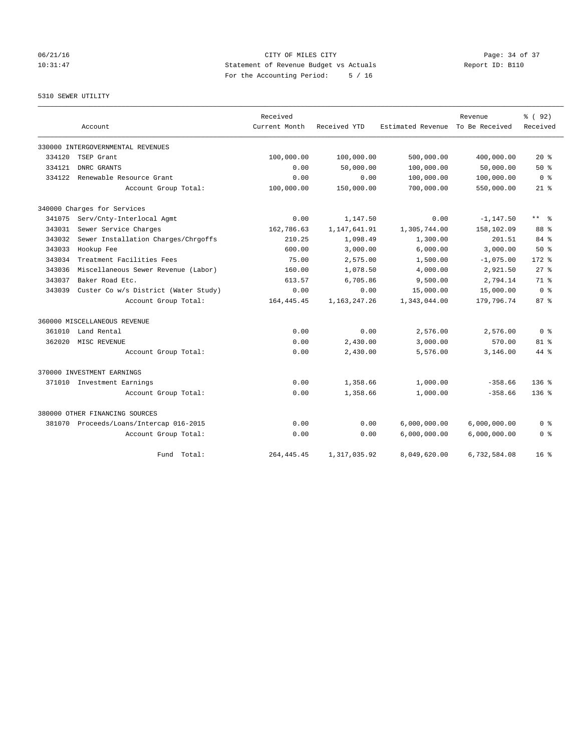CITY OF MILES CITY
Statement of Revenue Budget vs Actuals
For the Accounting Period: 5 / 16

06/21/16
10:31:47

Report ID: B110

5310 SEWER UTILITY

| Account | | Received Current Month | Received YTD | Estimated Revenue | Revenue To Be Received | % ( 92) Received |
|---|---|---|---|---|---|---|
| 330000 INTERGOVERNMENTAL REVENUES | | | | | | |
| 334120 | TSEP Grant | 100,000.00 | 100,000.00 | 500,000.00 | 400,000.00 | 20 % |
| 334121 | DNRC GRANTS | 0.00 | 50,000.00 | 100,000.00 | 50,000.00 | 50 % |
| 334122 | Renewable Resource Grant | 0.00 | 0.00 | 100,000.00 | 100,000.00 | 0 % |
| | Account Group Total: | 100,000.00 | 150,000.00 | 700,000.00 | 550,000.00 | 21 % |
| 340000 Charges for Services | | | | | | |
| 341075 | Serv/Cnty-Interlocal Agmt | 0.00 | 1,147.50 | 0.00 | -1,147.50 | ** % |
| 343031 | Sewer Service Charges | 162,786.63 | 1,147,641.91 | 1,305,744.00 | 158,102.09 | 88 % |
| 343032 | Sewer Installation Charges/Chrgoffs | 210.25 | 1,098.49 | 1,300.00 | 201.51 | 84 % |
| 343033 | Hookup Fee | 600.00 | 3,000.00 | 6,000.00 | 3,000.00 | 50 % |
| 343034 | Treatment Facilities Fees | 75.00 | 2,575.00 | 1,500.00 | -1,075.00 | 172 % |
| 343036 | Miscellaneous Sewer Revenue (Labor) | 160.00 | 1,078.50 | 4,000.00 | 2,921.50 | 27 % |
| 343037 | Baker Road Etc. | 613.57 | 6,705.86 | 9,500.00 | 2,794.14 | 71 % |
| 343039 | Custer Co w/s District (Water Study) | 0.00 | 0.00 | 15,000.00 | 15,000.00 | 0 % |
| | Account Group Total: | 164,445.45 | 1,163,247.26 | 1,343,044.00 | 179,796.74 | 87 % |
| 360000 MISCELLANEOUS REVENUE | | | | | | |
| 361010 | Land Rental | 0.00 | 0.00 | 2,576.00 | 2,576.00 | 0 % |
| 362020 | MISC REVENUE | 0.00 | 2,430.00 | 3,000.00 | 570.00 | 81 % |
| | Account Group Total: | 0.00 | 2,430.00 | 5,576.00 | 3,146.00 | 44 % |
| 370000 INVESTMENT EARNINGS | | | | | | |
| 371010 | Investment Earnings | 0.00 | 1,358.66 | 1,000.00 | -358.66 | 136 % |
| | Account Group Total: | 0.00 | 1,358.66 | 1,000.00 | -358.66 | 136 % |
| 380000 OTHER FINANCING SOURCES | | | | | | |
| 381070 | Proceeds/Loans/Intercap 016-2015 | 0.00 | 0.00 | 6,000,000.00 | 6,000,000.00 | 0 % |
| | Account Group Total: | 0.00 | 0.00 | 6,000,000.00 | 6,000,000.00 | 0 % |
| | Fund Total: | 264,445.45 | 1,317,035.92 | 8,049,620.00 | 6,732,584.08 | 16 % |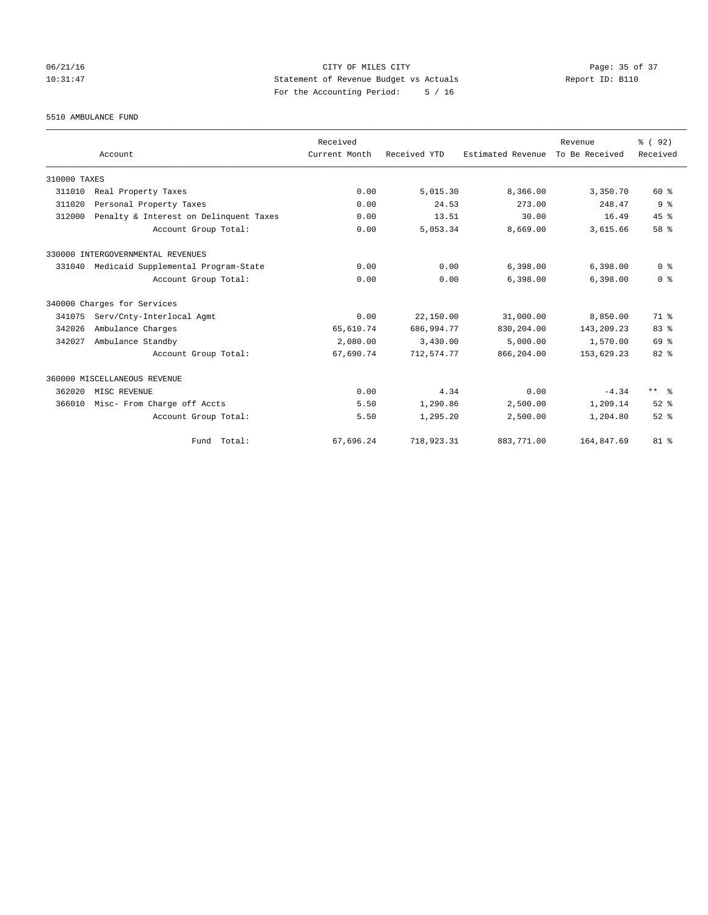CITY OF MILES CITY
Statement of Revenue Budget vs Actuals
For the Accounting Period: 5 / 16

Report ID: B110

06/21/16
10:31:47

5510 AMBULANCE FUND

| Account | | Received Current Month | Received YTD | Estimated Revenue | Revenue To Be Received | % ( 92) Received |
|---|---|---|---|---|---|---|
| 310000 TAXES | | | | | | |
| 311010 | Real Property Taxes | 0.00 | 5,015.30 | 8,366.00 | 3,350.70 | 60 % |
| 311020 | Personal Property Taxes | 0.00 | 24.53 | 273.00 | 248.47 | 9 % |
| 312000 | Penalty & Interest on Delinquent Taxes | 0.00 | 13.51 | 30.00 | 16.49 | 45 % |
| | Account Group Total: | 0.00 | 5,053.34 | 8,669.00 | 3,615.66 | 58 % |
| 330000 INTERGOVERNMENTAL REVENUES | | | | | | |
| 331040 | Medicaid Supplemental Program-State | 0.00 | 0.00 | 6,398.00 | 6,398.00 | 0 % |
| | Account Group Total: | 0.00 | 0.00 | 6,398.00 | 6,398.00 | 0 % |
| 340000 Charges for Services | | | | | | |
| 341075 | Serv/Cnty-Interlocal Agmt | 0.00 | 22,150.00 | 31,000.00 | 8,850.00 | 71 % |
| 342026 | Ambulance Charges | 65,610.74 | 686,994.77 | 830,204.00 | 143,209.23 | 83 % |
| 342027 | Ambulance Standby | 2,080.00 | 3,430.00 | 5,000.00 | 1,570.00 | 69 % |
| | Account Group Total: | 67,690.74 | 712,574.77 | 866,204.00 | 153,629.23 | 82 % |
| 360000 MISCELLANEOUS REVENUE | | | | | | |
| 362020 | MISC REVENUE | 0.00 | 4.34 | 0.00 | -4.34 | ** % |
| 366010 | Misc- From Charge off Accts | 5.50 | 1,290.86 | 2,500.00 | 1,209.14 | 52 % |
| | Account Group Total: | 5.50 | 1,295.20 | 2,500.00 | 1,204.80 | 52 % |
| | Fund Total: | 67,696.24 | 718,923.31 | 883,771.00 | 164,847.69 | 81 % |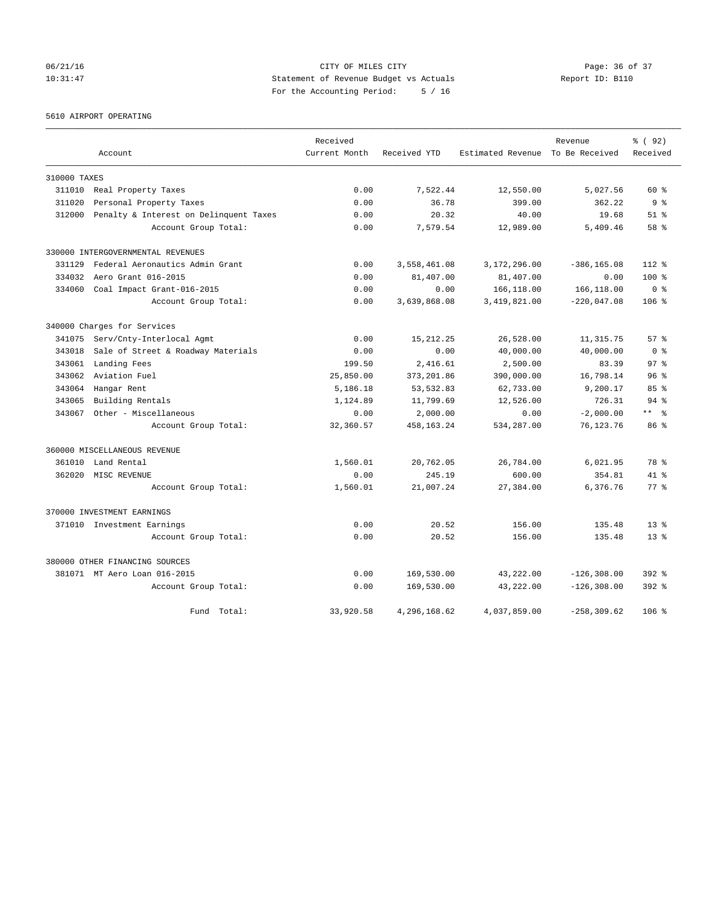CITY OF MILES CITY
Statement of Revenue Budget vs Actuals
For the Accounting Period: 5 / 16

06/21/16
10:31:47

Report ID: B110

5610 AIRPORT OPERATING

| Account | Received Current Month | Received YTD | Estimated Revenue | Revenue To Be Received | % ( 92) Received |
|---|---|---|---|---|---|
| 310000 TAXES | | | | | |
| 311010 Real Property Taxes | 0.00 | 7,522.44 | 12,550.00 | 5,027.56 | 60 % |
| 311020 Personal Property Taxes | 0.00 | 36.78 | 399.00 | 362.22 | 9 % |
| 312000 Penalty & Interest on Delinquent Taxes | 0.00 | 20.32 | 40.00 | 19.68 | 51 % |
| Account Group Total: | 0.00 | 7,579.54 | 12,989.00 | 5,409.46 | 58 % |
| 330000 INTERGOVERNMENTAL REVENUES | | | | | |
| 331129 Federal Aeronautics Admin Grant | 0.00 | 3,558,461.08 | 3,172,296.00 | -386,165.08 | 112 % |
| 334032 Aero Grant 016-2015 | 0.00 | 81,407.00 | 81,407.00 | 0.00 | 100 % |
| 334060 Coal Impact Grant-016-2015 | 0.00 | 0.00 | 166,118.00 | 166,118.00 | 0 % |
| Account Group Total: | 0.00 | 3,639,868.08 | 3,419,821.00 | -220,047.08 | 106 % |
| 340000 Charges for Services | | | | | |
| 341075 Serv/Cnty-Interlocal Agmt | 0.00 | 15,212.25 | 26,528.00 | 11,315.75 | 57 % |
| 343018 Sale of Street & Roadway Materials | 0.00 | 0.00 | 40,000.00 | 40,000.00 | 0 % |
| 343061 Landing Fees | 199.50 | 2,416.61 | 2,500.00 | 83.39 | 97 % |
| 343062 Aviation Fuel | 25,850.00 | 373,201.86 | 390,000.00 | 16,798.14 | 96 % |
| 343064 Hangar Rent | 5,186.18 | 53,532.83 | 62,733.00 | 9,200.17 | 85 % |
| 343065 Building Rentals | 1,124.89 | 11,799.69 | 12,526.00 | 726.31 | 94 % |
| 343067 Other - Miscellaneous | 0.00 | 2,000.00 | 0.00 | -2,000.00 | ** % |
| Account Group Total: | 32,360.57 | 458,163.24 | 534,287.00 | 76,123.76 | 86 % |
| 360000 MISCELLANEOUS REVENUE | | | | | |
| 361010 Land Rental | 1,560.01 | 20,762.05 | 26,784.00 | 6,021.95 | 78 % |
| 362020 MISC REVENUE | 0.00 | 245.19 | 600.00 | 354.81 | 41 % |
| Account Group Total: | 1,560.01 | 21,007.24 | 27,384.00 | 6,376.76 | 77 % |
| 370000 INVESTMENT EARNINGS | | | | | |
| 371010 Investment Earnings | 0.00 | 20.52 | 156.00 | 135.48 | 13 % |
| Account Group Total: | 0.00 | 20.52 | 156.00 | 135.48 | 13 % |
| 380000 OTHER FINANCING SOURCES | | | | | |
| 381071 MT Aero Loan 016-2015 | 0.00 | 169,530.00 | 43,222.00 | -126,308.00 | 392 % |
| Account Group Total: | 0.00 | 169,530.00 | 43,222.00 | -126,308.00 | 392 % |
| Fund Total: | 33,920.58 | 4,296,168.62 | 4,037,859.00 | -258,309.62 | 106 % |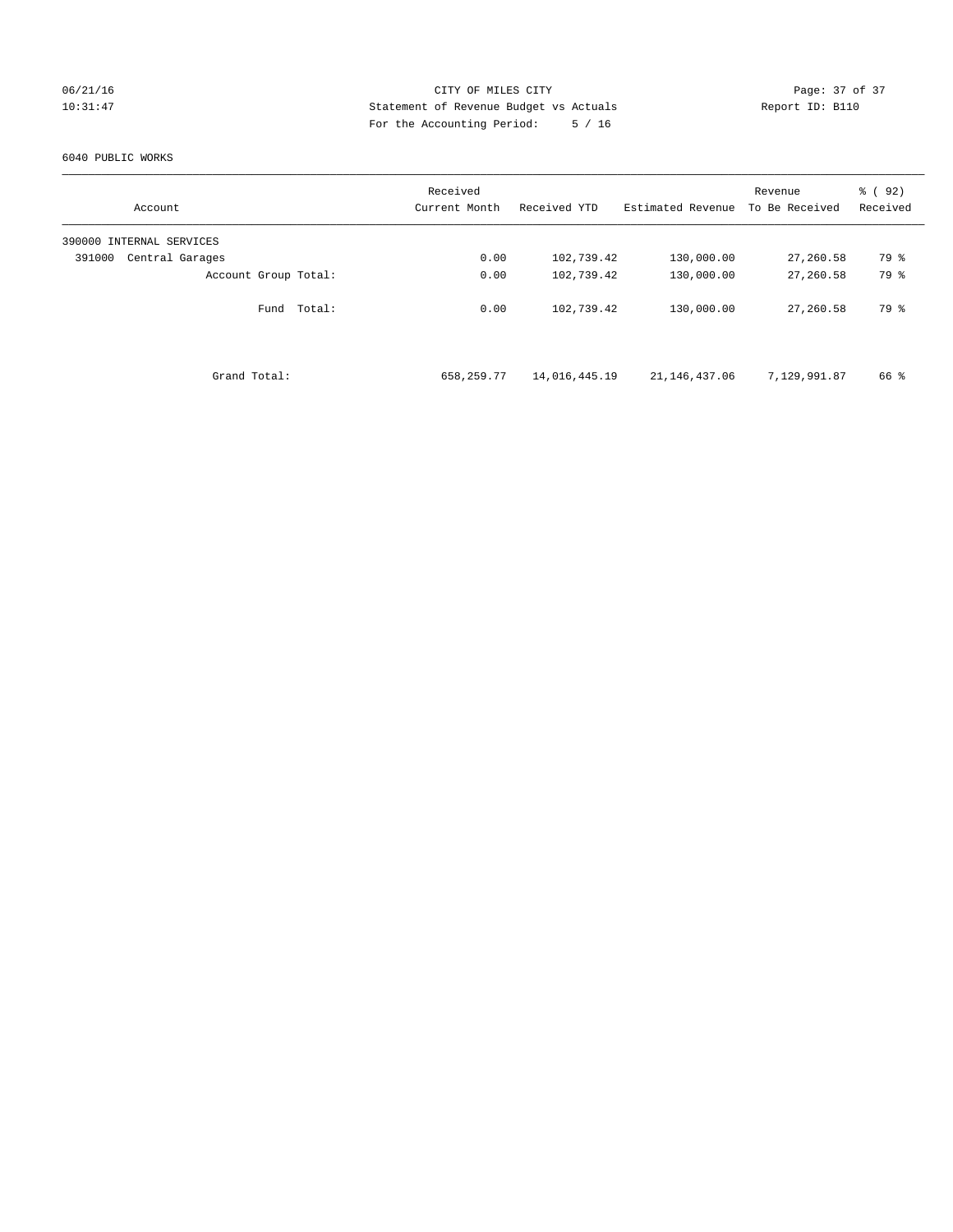CITY OF MILES CITY
Statement of Revenue Budget vs Actuals
For the Accounting Period: 5 / 16

06/21/16
10:31:47

Report ID: B110

6040 PUBLIC WORKS

| Account | Received Current Month | Received YTD | Estimated Revenue | Revenue To Be Received | % ( 92) Received |
|---|---|---|---|---|---|
| 390000 INTERNAL SERVICES | | | | | |
| 391000 Central Garages | 0.00 | 102,739.42 | 130,000.00 | 27,260.58 | 79 % |
| Account Group Total: | 0.00 | 102,739.42 | 130,000.00 | 27,260.58 | 79 % |
| Fund Total: | 0.00 | 102,739.42 | 130,000.00 | 27,260.58 | 79 % |
| Grand Total: | 658,259.77 | 14,016,445.19 | 21,146,437.06 | 7,129,991.87 | 66 % |